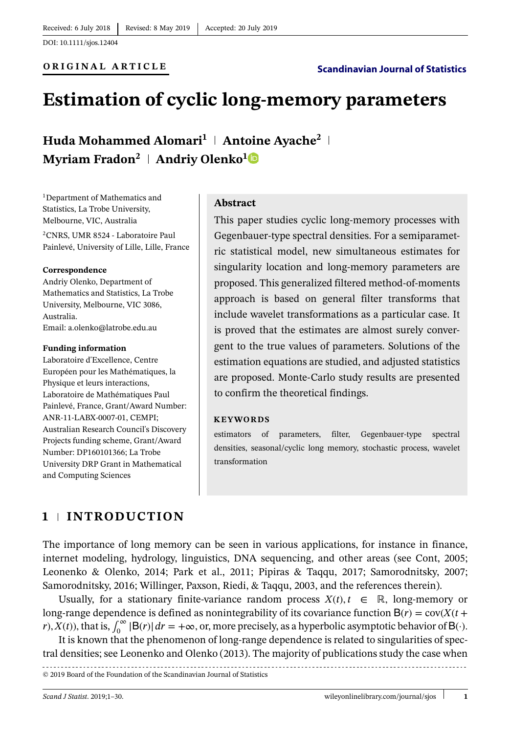Received: 6 July 2018 | Revised: 8 May 2019 | Accepted: 20 July 2019

DOI: 10.1111/sjos.12404

**ORIGINAL ARTICLE**

# Estimation of cyclic long-memory parameters

**Huda Mohammed Alomari[1] | Antoine Ayache[2] | Myriam Fradon[2] | Andriy Olenko[1]**

[1]Department of Mathematics and Statistics, La Trobe University, Melbourne, VIC, Australia

[2]CNRS, UMR 8524 - Laboratoire Paul Painlevé, University of Lille, Lille, France

**Correspondence**
Andriy Olenko, Department of Mathematics and Statistics, La Trobe University, Melbourne, VIC 3086, Australia.
Email: a.olenko@latrobe.edu.au

**Funding information**
Laboratoire d'Excellence, Centre Européen pour les Mathématiques, la Physique et leurs interactions, Laboratoire de Mathématiques Paul Painlevé, France, Grant/Award Number: ANR-11-LABX-0007-01, CEMPI; Australian Research Council's Discovery Projects funding scheme, Grant/Award Number: DP160101366; La Trobe University DRP Grant in Mathematical and Computing Sciences

## Abstract

This paper studies cyclic long-memory processes with Gegenbauer-type spectral densities. For a semiparametric statistical model, new simultaneous estimates for singularity location and long-memory parameters are proposed. This generalized filtered method-of-moments approach is based on general filter transforms that include wavelet transformations as a particular case. It is proved that the estimates are almost surely convergent to the true values of parameters. Solutions of the estimation equations are studied, and adjusted statistics are proposed. Monte-Carlo study results are presented to confirm the theoretical findings.

**KEYWORDS**

estimators of parameters, filter, Gegenbauer-type spectral densities, seasonal/cyclic long memory, stochastic process, wavelet transformation

## 1 | INTRODUCTION

The importance of long memory can be seen in various applications, for instance in finance, internet modeling, hydrology, linguistics, DNA sequencing, and other areas (see Cont, 2005; Leonenko & Olenko, 2014; Park et al., 2011; Pipiras & Taqqu, 2017; Samorodnitsky, 2007; Samorodnitsky, 2016; Willinger, Paxson, Riedi, & Taqqu, 2003, and the references therein).

Usually, for a stationary finite-variance random process $X(t), t \in \mathbb{R}$, long-memory or long-range dependence is defined as nonintegrability of its covariance function $\mathsf{B}(r) = \mathrm{cov}(X(t+r), X(t))$, that is, $\int_0^\infty |\mathsf{B}(r)|\,dr = +\infty$, or, more precisely, as a hyperbolic asymptotic behavior of $\mathsf{B}(\cdot)$.

It is known that the phenomenon of long-range dependence is related to singularities of spectral densities; see Leonenko and Olenko (2013). The majority of publications study the case when

© 2019 Board of the Foundation of the Scandinavian Journal of Statistics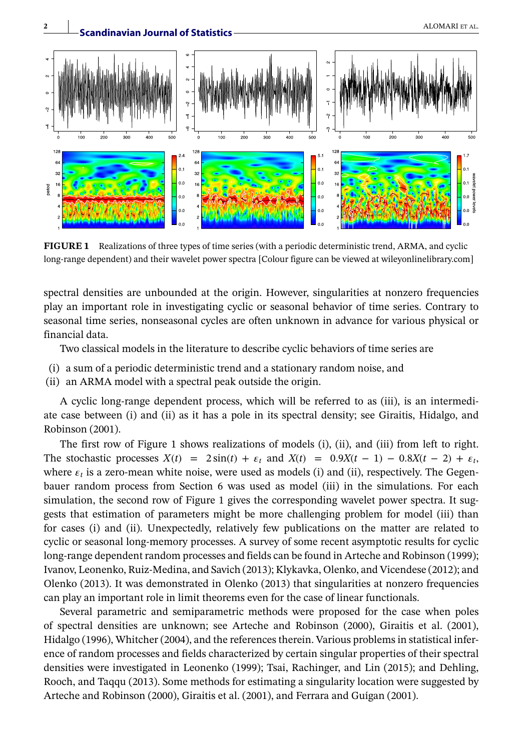**FIGURE 1** Realizations of three types of time series (with a periodic deterministic trend, ARMA, and cyclic long-range dependent) and their wavelet power spectra [Colour figure can be viewed at wileyonlinelibrary.com]

spectral densities are unbounded at the origin. However, singularities at nonzero frequencies play an important role in investigating cyclic or seasonal behavior of time series. Contrary to seasonal time series, nonseasonal cycles are often unknown in advance for various physical or financial data.

Two classical models in the literature to describe cyclic behaviors of time series are

(i) a sum of a periodic deterministic trend and a stationary random noise, and
(ii) an ARMA model with a spectral peak outside the origin.

A cyclic long-range dependent process, which will be referred to as (iii), is an intermediate case between (i) and (ii) as it has a pole in its spectral density; see Giraitis, Hidalgo, and Robinson (2001).

The first row of Figure 1 shows realizations of models (i), (ii), and (iii) from left to right. The stochastic processes $X(t) = 2\sin(t) + \varepsilon_t$ and $X(t) = 0.9X(t-1) - 0.8X(t-2) + \varepsilon_t$, where $\varepsilon_t$ is a zero-mean white noise, were used as models (i) and (ii), respectively. The Gegenbauer random process from Section 6 was used as model (iii) in the simulations. For each simulation, the second row of Figure 1 gives the corresponding wavelet power spectra. It suggests that estimation of parameters might be more challenging problem for model (iii) than for cases (i) and (ii). Unexpectedly, relatively few publications on the matter are related to cyclic or seasonal long-memory processes. A survey of some recent asymptotic results for cyclic long-range dependent random processes and fields can be found in Arteche and Robinson (1999); Ivanov, Leonenko, Ruiz-Medina, and Savich (2013); Klykavka, Olenko, and Vicendese (2012); and Olenko (2013). It was demonstrated in Olenko (2013) that singularities at nonzero frequencies can play an important role in limit theorems even for the case of linear functionals.

Several parametric and semiparametric methods were proposed for the case when poles of spectral densities are unknown; see Arteche and Robinson (2000), Giraitis et al. (2001), Hidalgo (1996), Whitcher (2004), and the references therein. Various problems in statistical inference of random processes and fields characterized by certain singular properties of their spectral densities were investigated in Leonenko (1999); Tsai, Rachinger, and Lin (2015); and Dehling, Rooch, and Taqqu (2013). Some methods for estimating a singularity location were suggested by Arteche and Robinson (2000), Giraitis et al. (2001), and Ferrara and Guígan (2001).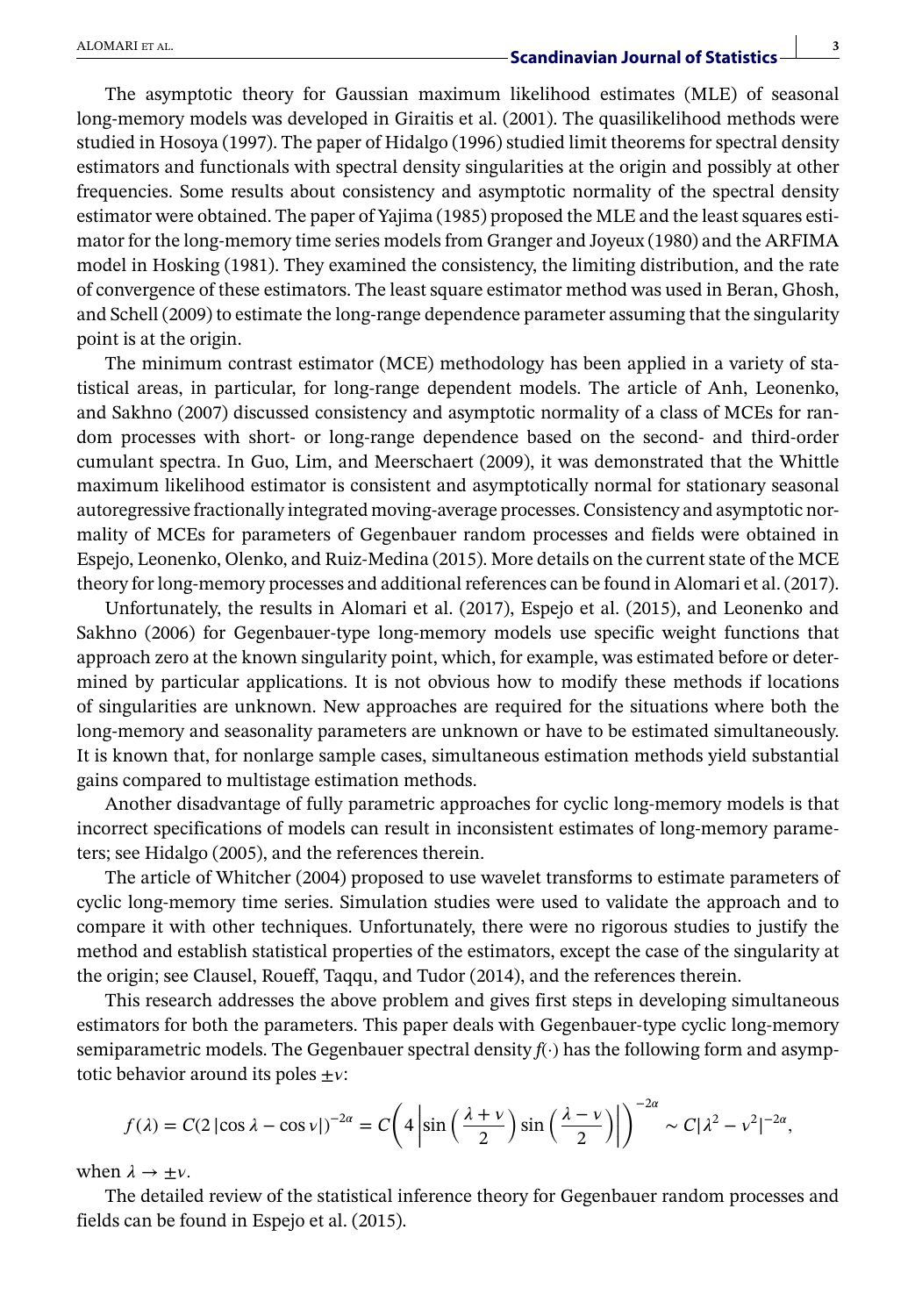The asymptotic theory for Gaussian maximum likelihood estimates (MLE) of seasonal long-memory models was developed in Giraitis et al. (2001). The quasilikelihood methods were studied in Hosoya (1997). The paper of Hidalgo (1996) studied limit theorems for spectral density estimators and functionals with spectral density singularities at the origin and possibly at other frequencies. Some results about consistency and asymptotic normality of the spectral density estimator were obtained. The paper of Yajima (1985) proposed the MLE and the least squares estimator for the long-memory time series models from Granger and Joyeux (1980) and the ARFIMA model in Hosking (1981). They examined the consistency, the limiting distribution, and the rate of convergence of these estimators. The least square estimator method was used in Beran, Ghosh, and Schell (2009) to estimate the long-range dependence parameter assuming that the singularity point is at the origin.

The minimum contrast estimator (MCE) methodology has been applied in a variety of statistical areas, in particular, for long-range dependent models. The article of Anh, Leonenko, and Sakhno (2007) discussed consistency and asymptotic normality of a class of MCEs for random processes with short- or long-range dependence based on the second- and third-order cumulant spectra. In Guo, Lim, and Meerschaert (2009), it was demonstrated that the Whittle maximum likelihood estimator is consistent and asymptotically normal for stationary seasonal autoregressive fractionally integrated moving-average processes. Consistency and asymptotic normality of MCEs for parameters of Gegenbauer random processes and fields were obtained in Espejo, Leonenko, Olenko, and Ruiz-Medina (2015). More details on the current state of the MCE theory for long-memory processes and additional references can be found in Alomari et al. (2017).

Unfortunately, the results in Alomari et al. (2017), Espejo et al. (2015), and Leonenko and Sakhno (2006) for Gegenbauer-type long-memory models use specific weight functions that approach zero at the known singularity point, which, for example, was estimated before or determined by particular applications. It is not obvious how to modify these methods if locations of singularities are unknown. New approaches are required for the situations where both the long-memory and seasonality parameters are unknown or have to be estimated simultaneously. It is known that, for nonlarge sample cases, simultaneous estimation methods yield substantial gains compared to multistage estimation methods.

Another disadvantage of fully parametric approaches for cyclic long-memory models is that incorrect specifications of models can result in inconsistent estimates of long-memory parameters; see Hidalgo (2005), and the references therein.

The article of Whitcher (2004) proposed to use wavelet transforms to estimate parameters of cyclic long-memory time series. Simulation studies were used to validate the approach and to compare it with other techniques. Unfortunately, there were no rigorous studies to justify the method and establish statistical properties of the estimators, except the case of the singularity at the origin; see Clausel, Roueff, Taqqu, and Tudor (2014), and the references therein.

This research addresses the above problem and gives first steps in developing simultaneous estimators for both the parameters. This paper deals with Gegenbauer-type cyclic long-memory semiparametric models. The Gegenbauer spectral density $f(\cdot)$ has the following form and asymptotic behavior around its poles $\pm\nu$:

$$f(\lambda) = C(2\,|\cos\lambda - \cos\nu|)^{-2\alpha} = C\left(4\left|\sin\left(\frac{\lambda+\nu}{2}\right)\sin\left(\frac{\lambda-\nu}{2}\right)\right|\right)^{-2\alpha} \sim C|\lambda^2 - \nu^2|^{-2\alpha},$$

when $\lambda \to \pm\nu$.

The detailed review of the statistical inference theory for Gegenbauer random processes and fields can be found in Espejo et al. (2015).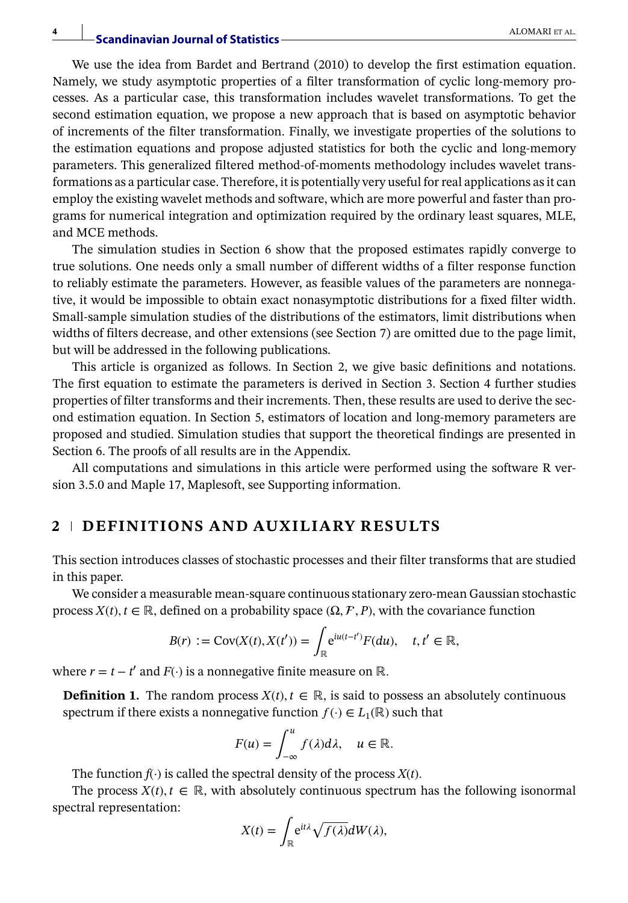We use the idea from Bardet and Bertrand (2010) to develop the first estimation equation. Namely, we study asymptotic properties of a filter transformation of cyclic long-memory processes. As a particular case, this transformation includes wavelet transformations. To get the second estimation equation, we propose a new approach that is based on asymptotic behavior of increments of the filter transformation. Finally, we investigate properties of the solutions to the estimation equations and propose adjusted statistics for both the cyclic and long-memory parameters. This generalized filtered method-of-moments methodology includes wavelet transformations as a particular case. Therefore, it is potentially very useful for real applications as it can employ the existing wavelet methods and software, which are more powerful and faster than programs for numerical integration and optimization required by the ordinary least squares, MLE, and MCE methods.

The simulation studies in Section 6 show that the proposed estimates rapidly converge to true solutions. One needs only a small number of different widths of a filter response function to reliably estimate the parameters. However, as feasible values of the parameters are nonnegative, it would be impossible to obtain exact nonasymptotic distributions for a fixed filter width. Small-sample simulation studies of the distributions of the estimators, limit distributions when widths of filters decrease, and other extensions (see Section 7) are omitted due to the page limit, but will be addressed in the following publications.

This article is organized as follows. In Section 2, we give basic definitions and notations. The first equation to estimate the parameters is derived in Section 3. Section 4 further studies properties of filter transforms and their increments. Then, these results are used to derive the second estimation equation. In Section 5, estimators of location and long-memory parameters are proposed and studied. Simulation studies that support the theoretical findings are presented in Section 6. The proofs of all results are in the Appendix.

All computations and simulations in this article were performed using the software R version 3.5.0 and Maple 17, Maplesoft, see Supporting information.

## 2 | DEFINITIONS AND AUXILIARY RESULTS

This section introduces classes of stochastic processes and their filter transforms that are studied in this paper.

We consider a measurable mean-square continuous stationary zero-mean Gaussian stochastic process $X(t), t \in \mathbb{R}$, defined on a probability space $(\Omega, \mathcal{F}, P)$, with the covariance function

$$B(r) := \mathrm{Cov}(X(t), X(t')) = \int_{\mathbb{R}} \mathrm{e}^{iu(t-t')} F(du), \quad t, t' \in \mathbb{R},$$

where $r = t - t'$ and $F(\cdot)$ is a nonnegative finite measure on $\mathbb{R}$.

**Definition 1.** The random process $X(t), t \in \mathbb{R}$, is said to possess an absolutely continuous spectrum if there exists a nonnegative function $f(\cdot) \in L_1(\mathbb{R})$ such that

$$F(u) = \int_{-\infty}^{u} f(\lambda) d\lambda, \quad u \in \mathbb{R}.$$

The function $f(\cdot)$ is called the spectral density of the process $X(t)$.

The process $X(t), t \in \mathbb{R}$, with absolutely continuous spectrum has the following isonormal spectral representation:

$$X(t) = \int_{\mathbb{R}} \mathrm{e}^{it\lambda} \sqrt{f(\lambda)} dW(\lambda),$$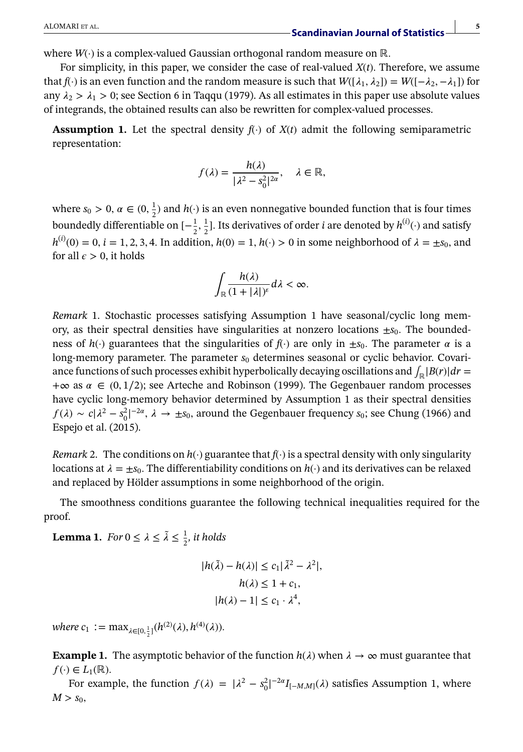where $W(\cdot)$ is a complex-valued Gaussian orthogonal random measure on $\mathbb{R}$.

For simplicity, in this paper, we consider the case of real-valued $X(t)$. Therefore, we assume that $f(\cdot)$ is an even function and the random measure is such that $W([\lambda_1, \lambda_2]) = W([-\lambda_2, -\lambda_1])$ for any $\lambda_2 > \lambda_1 > 0$; see Section 6 in Taqqu (1979). As all estimates in this paper use absolute values of integrands, the obtained results can also be rewritten for complex-valued processes.

**Assumption 1.** Let the spectral density $f(\cdot)$ of $X(t)$ admit the following semiparametric representation:

$$f(\lambda) = \frac{h(\lambda)}{|\lambda^2 - s_0^2|^{2\alpha}}, \quad \lambda \in \mathbb{R},$$

where $s_0 > 0$, $\alpha \in (0, \frac{1}{2})$ and $h(\cdot)$ is an even nonnegative bounded function that is four times boundedly differentiable on $[-\frac{1}{2}, \frac{1}{2}]$. Its derivatives of order $i$ are denoted by $h^{(i)}(\cdot)$ and satisfy $h^{(i)}(0) = 0$, $i = 1, 2, 3, 4$. In addition, $h(0) = 1$, $h(\cdot) > 0$ in some neighborhood of $\lambda = \pm s_0$, and for all $\epsilon > 0$, it holds

$$\int_{\mathbb{R}} \frac{h(\lambda)}{(1 + |\lambda|)^{\epsilon}} d\lambda < \infty.$$

*Remark* 1. Stochastic processes satisfying Assumption 1 have seasonal/cyclic long memory, as their spectral densities have singularities at nonzero locations $\pm s_0$. The boundedness of $h(\cdot)$ guarantees that the singularities of $f(\cdot)$ are only in $\pm s_0$. The parameter $\alpha$ is a long-memory parameter. The parameter $s_0$ determines seasonal or cyclic behavior. Covariance functions of such processes exhibit hyperbolically decaying oscillations and $\int_{\mathbb{R}} |B(r)| dr = +\infty$ as $\alpha \in (0, 1/2)$; see Arteche and Robinson (1999). The Gegenbauer random processes have cyclic long-memory behavior determined by Assumption 1 as their spectral densities $f(\lambda) \sim c|\lambda^2 - s_0^2|^{-2\alpha}$, $\lambda \to \pm s_0$, around the Gegenbauer frequency $s_0$; see Chung (1966) and Espejo et al. (2015).

*Remark* 2. The conditions on $h(\cdot)$ guarantee that $f(\cdot)$ is a spectral density with only singularity locations at $\lambda = \pm s_0$. The differentiability conditions on $h(\cdot)$ and its derivatives can be relaxed and replaced by Hölder assumptions in some neighborhood of the origin.

The smoothness conditions guarantee the following technical inequalities required for the proof.

**Lemma 1.** *For $0 \leq \lambda \leq \tilde{\lambda} \leq \frac{1}{2}$, it holds*

$$|h(\tilde{\lambda}) - h(\lambda)| \leq c_1 |\tilde{\lambda}^2 - \lambda^2|,$$
$$h(\lambda) \leq 1 + c_1,$$
$$|h(\lambda) - 1| \leq c_1 \cdot \lambda^4,$$

*where* $c_1 := \max_{\lambda \in [0, \frac{1}{2}]} (h^{(2)}(\lambda), h^{(4)}(\lambda))$.

**Example 1.** The asymptotic behavior of the function $h(\lambda)$ when $\lambda \to \infty$ must guarantee that $f(\cdot) \in L_1(\mathbb{R})$.

For example, the function $f(\lambda) = |\lambda^2 - s_0^2|^{-2\alpha} I_{[-M,M]}(\lambda)$ satisfies Assumption 1, where $M > s_0$,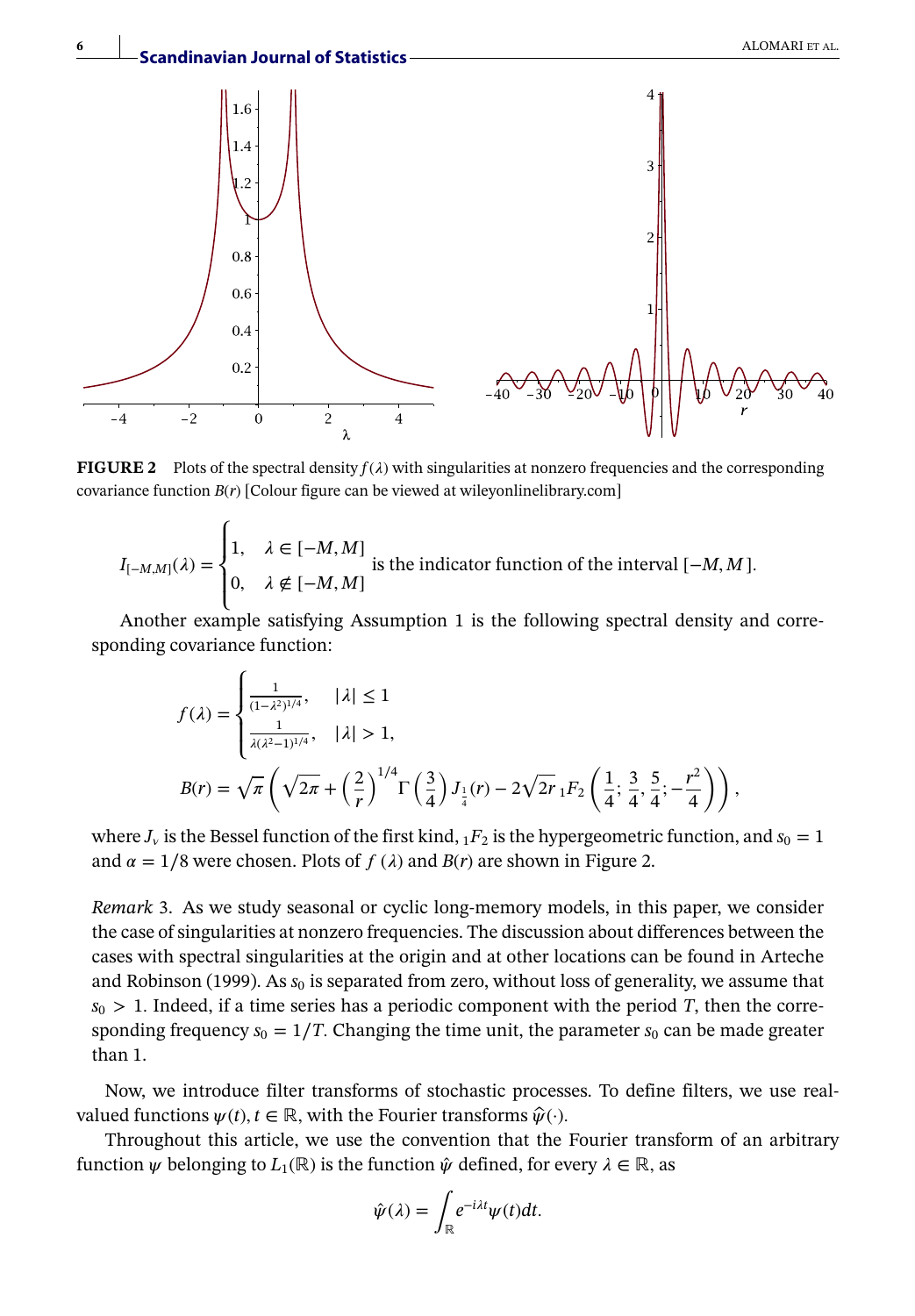**FIGURE 2** Plots of the spectral density $f(\lambda)$ with singularities at nonzero frequencies and the corresponding covariance function $B(r)$ [Colour figure can be viewed at wileyonlinelibrary.com]

$$I_{[-M,M]}(\lambda) = \begin{cases} 1, & \lambda \in [-M, M] \\ 0, & \lambda \notin [-M, M] \end{cases}$$ is the indicator function of the interval $[-M, M]$.

Another example satisfying Assumption 1 is the following spectral density and corresponding covariance function:

$$f(\lambda) = \begin{cases} \frac{1}{(1-\lambda^2)^{1/4}}, & |\lambda| \leq 1 \\ \frac{1}{\lambda(\lambda^2-1)^{1/4}}, & |\lambda| > 1, \end{cases}$$

$$B(r) = \sqrt{\pi} \left( \sqrt{2\pi} + \left(\frac{2}{r}\right)^{1/4} \Gamma\left(\frac{3}{4}\right) J_{\frac{1}{4}}(r) - 2\sqrt{2r}\, {}_1F_2\left(\frac{1}{4}; \frac{3}{4}, \frac{5}{4}; -\frac{r^2}{4}\right) \right),$$

where $J_\nu$ is the Bessel function of the first kind, ${}_1F_2$ is the hypergeometric function, and $s_0 = 1$ and $\alpha = 1/8$ were chosen. Plots of $f(\lambda)$ and $B(r)$ are shown in Figure 2.

*Remark* 3. As we study seasonal or cyclic long-memory models, in this paper, we consider the case of singularities at nonzero frequencies. The discussion about differences between the cases with spectral singularities at the origin and at other locations can be found in Arteche and Robinson (1999). As $s_0$ is separated from zero, without loss of generality, we assume that $s_0 > 1$. Indeed, if a time series has a periodic component with the period $T$, then the corresponding frequency $s_0 = 1/T$. Changing the time unit, the parameter $s_0$ can be made greater than 1.

Now, we introduce filter transforms of stochastic processes. To define filters, we use real-valued functions $\psi(t), t \in \mathbb{R}$, with the Fourier transforms $\widehat{\psi}(\cdot)$.

Throughout this article, we use the convention that the Fourier transform of an arbitrary function $\psi$ belonging to $L_1(\mathbb{R})$ is the function $\hat{\psi}$ defined, for every $\lambda \in \mathbb{R}$, as

$$\hat{\psi}(\lambda) = \int_{\mathbb{R}} e^{-i\lambda t} \psi(t) dt.$$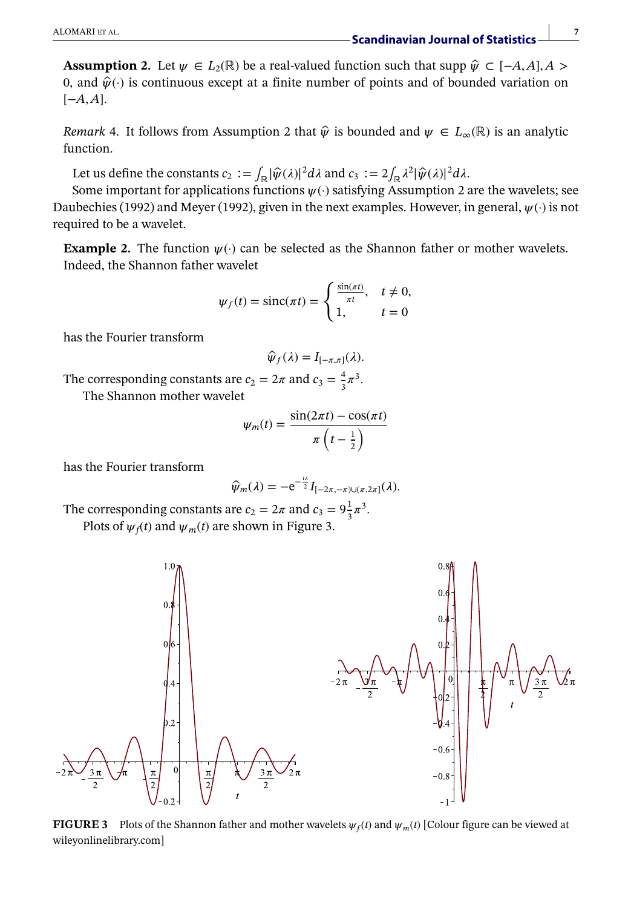**Assumption 2.** Let $\psi \in L_2(\mathbb{R})$ be a real-valued function such that supp $\hat{\psi} \subset [-A, A], A > 0$, and $\hat{\psi}(\cdot)$ is continuous except at a finite number of points and of bounded variation on $[-A, A]$.

*Remark* 4. It follows from Assumption 2 that $\hat{\psi}$ is bounded and $\psi \in L_\infty(\mathbb{R})$ is an analytic function.

Let us define the constants $c_2 := \int_{\mathbb{R}} |\hat{\psi}(\lambda)|^2 d\lambda$ and $c_3 := 2\int_{\mathbb{R}} \lambda^2 |\hat{\psi}(\lambda)|^2 d\lambda$.

Some important for applications functions $\psi(\cdot)$ satisfying Assumption 2 are the wavelets; see Daubechies (1992) and Meyer (1992), given in the next examples. However, in general, $\psi(\cdot)$ is not required to be a wavelet.

**Example 2.** The function $\psi(\cdot)$ can be selected as the Shannon father or mother wavelets. Indeed, the Shannon father wavelet

$$\psi_f(t) = \operatorname{sinc}(\pi t) = \begin{cases} \frac{\sin(\pi t)}{\pi t}, & t \neq 0, \\ 1, & t = 0 \end{cases}$$

has the Fourier transform

$$\hat{\psi}_f(\lambda) = I_{[-\pi,\pi]}(\lambda).$$

The corresponding constants are $c_2 = 2\pi$ and $c_3 = \frac{4}{3}\pi^3$.

The Shannon mother wavelet

$$\psi_m(t) = \frac{\sin(2\pi t) - \cos(\pi t)}{\pi\left(t - \frac{1}{2}\right)}$$

has the Fourier transform

$$\hat{\psi}_m(\lambda) = -\mathrm{e}^{-\frac{i\lambda}{2}} I_{[-2\pi,-\pi)\cup(\pi,2\pi]}(\lambda).$$

The corresponding constants are $c_2 = 2\pi$ and $c_3 = 9\frac{1}{3}\pi^3$.

Plots of $\psi_f(t)$ and $\psi_m(t)$ are shown in Figure 3.

**FIGURE 3** Plots of the Shannon father and mother wavelets $\psi_f(t)$ and $\psi_m(t)$ [Colour figure can be viewed at wileyonlinelibrary.com]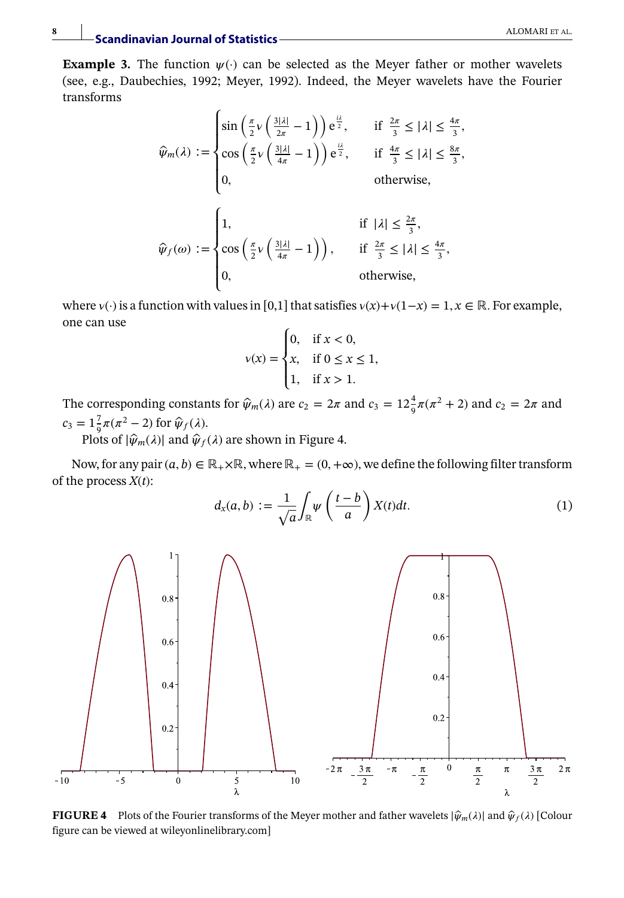**Example 3.** The function $\psi(\cdot)$ can be selected as the Meyer father or mother wavelets (see, e.g., Daubechies, 1992; Meyer, 1992). Indeed, the Meyer wavelets have the Fourier transforms

$$\hat{\psi}_m(\lambda) := \begin{cases} \sin\left(\frac{\pi}{2}\nu\left(\frac{3|\lambda|}{2\pi} - 1\right)\right) e^{\frac{i\lambda}{2}}, & \text{if } \frac{2\pi}{3} \leq |\lambda| \leq \frac{4\pi}{3}, \\ \cos\left(\frac{\pi}{2}\nu\left(\frac{3|\lambda|}{4\pi} - 1\right)\right) e^{\frac{i\lambda}{2}}, & \text{if } \frac{4\pi}{3} \leq |\lambda| \leq \frac{8\pi}{3}, \\ 0, & \text{otherwise}, \end{cases}$$

$$\hat{\psi}_f(\omega) := \begin{cases} 1, & \text{if } |\lambda| \leq \frac{2\pi}{3}, \\ \cos\left(\frac{\pi}{2}\nu\left(\frac{3|\lambda|}{4\pi} - 1\right)\right), & \text{if } \frac{2\pi}{3} \leq |\lambda| \leq \frac{4\pi}{3}, \\ 0, & \text{otherwise}, \end{cases}$$

where $\nu(\cdot)$ is a function with values in [0,1] that satisfies $\nu(x)+\nu(1-x) = 1, x \in \mathbb{R}$. For example, one can use

$$\nu(x) = \begin{cases} 0, & \text{if } x < 0, \\ x, & \text{if } 0 \leq x \leq 1, \\ 1, & \text{if } x > 1. \end{cases}$$

The corresponding constants for $\hat{\psi}_m(\lambda)$ are $c_2 = 2\pi$ and $c_3 = 12\frac{4}{9}\pi(\pi^2 + 2)$ and $c_2 = 2\pi$ and $c_3 = 1\frac{7}{9}\pi(\pi^2 - 2)$ for $\hat{\psi}_f(\lambda)$.

Plots of $|\hat{\psi}_m(\lambda)|$ and $\hat{\psi}_f(\lambda)$ are shown in Figure 4.

Now, for any pair $(a, b) \in \mathbb{R}_+ \times \mathbb{R}$, where $\mathbb{R}_+ = (0, +\infty)$, we define the following filter transform of the process $X(t)$:

$$d_x(a, b) := \frac{1}{\sqrt{a}} \int_{\mathbb{R}} \psi\left(\frac{t-b}{a}\right) X(t)dt. \tag{1}$$

**FIGURE 4** Plots of the Fourier transforms of the Meyer mother and father wavelets $|\hat{\psi}_m(\lambda)|$ and $\hat{\psi}_f(\lambda)$ [Colour figure can be viewed at wileyonlinelibrary.com]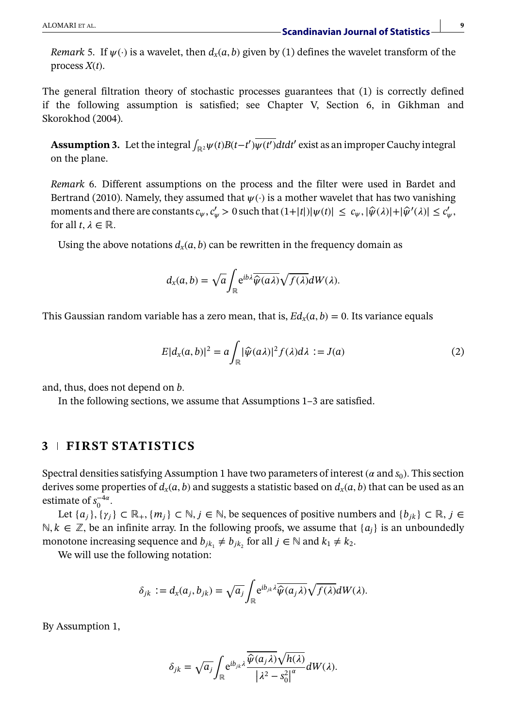*Remark* 5. If $\psi(\cdot)$ is a wavelet, then $d_x(a,b)$ given by (1) defines the wavelet transform of the process $X(t)$.

The general filtration theory of stochastic processes guarantees that (1) is correctly defined if the following assumption is satisfied; see Chapter V, Section 6, in Gikhman and Skorokhod (2004).

**Assumption 3.** Let the integral $\int_{\mathbb{R}^2} \psi(t)B(t-t')\overline{\psi(t')}dtdt'$ exist as an improper Cauchy integral on the plane.

*Remark* 6. Different assumptions on the process and the filter were used in Bardet and Bertrand (2010). Namely, they assumed that $\psi(\cdot)$ is a mother wavelet that has two vanishing moments and there are constants $c_\psi, c'_\psi > 0$ such that $(1+|t|)|\psi(t)| \leq c_\psi$, $|\hat{\psi}(\lambda)|+|\hat{\psi}'(\lambda)| \leq c'_\psi$, for all $t, \lambda \in \mathbb{R}$.

Using the above notations $d_x(a,b)$ can be rewritten in the frequency domain as

$$d_x(a,b) = \sqrt{a}\int_{\mathbb{R}} e^{ib\lambda}\overline{\hat{\psi}(a\lambda)}\sqrt{f(\lambda)}dW(\lambda).$$

This Gaussian random variable has a zero mean, that is, $Ed_x(a,b) = 0$. Its variance equals

$$E|d_x(a,b)|^2 = a\int_{\mathbb{R}} |\hat{\psi}(a\lambda)|^2 f(\lambda)d\lambda := J(a) \tag{2}$$

and, thus, does not depend on $b$.

In the following sections, we assume that Assumptions 1–3 are satisfied.

## 3 | FIRST STATISTICS

Spectral densities satisfying Assumption 1 have two parameters of interest ($\alpha$ and $s_0$). This section derives some properties of $d_x(a,b)$ and suggests a statistic based on $d_x(a,b)$ that can be used as an estimate of $s_0^{-4\alpha}$.

Let $\{a_j\}, \{\gamma_j\} \subset \mathbb{R}_+$, $\{m_j\} \subset \mathbb{N}$, $j \in \mathbb{N}$, be sequences of positive numbers and $\{b_{jk}\} \subset \mathbb{R}$, $j \in \mathbb{N}, k \in \mathbb{Z}$, be an infinite array. In the following proofs, we assume that $\{a_j\}$ is an unboundedly monotone increasing sequence and $b_{jk_1} \neq b_{jk_2}$ for all $j \in \mathbb{N}$ and $k_1 \neq k_2$.

We will use the following notation:

$$\delta_{jk} := d_x(a_j, b_{jk}) = \sqrt{a_j}\int_{\mathbb{R}} e^{ib_{jk}\lambda}\overline{\hat{\psi}(a_j\lambda)}\sqrt{f(\lambda)}dW(\lambda).$$

By Assumption 1,

$$\delta_{jk} = \sqrt{a_j}\int_{\mathbb{R}} e^{ib_{jk}\lambda}\frac{\overline{\hat{\psi}(a_j\lambda)}\sqrt{h(\lambda)}}{\left|\lambda^2 - s_0^2\right|^{\alpha}}dW(\lambda).$$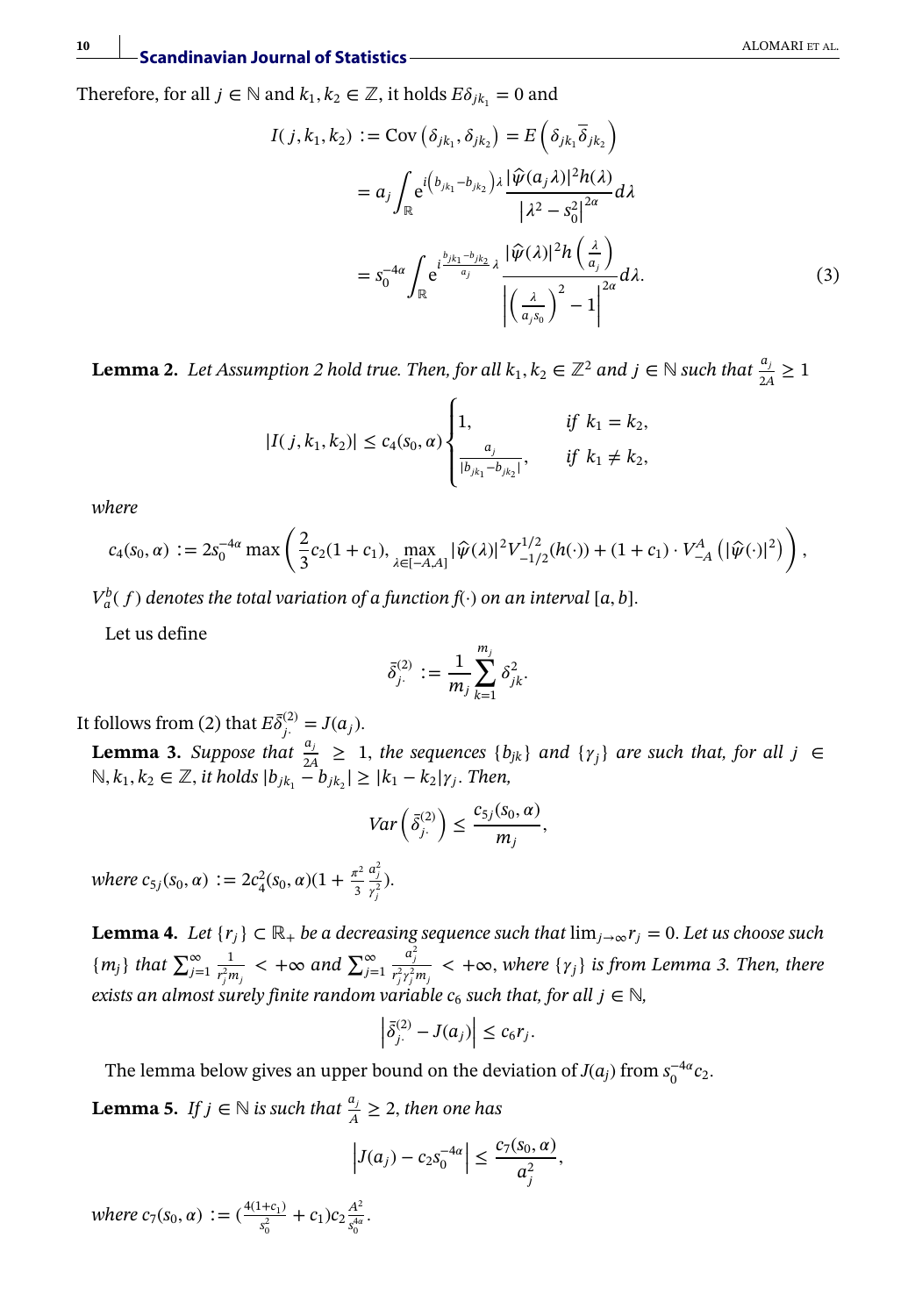Therefore, for all $j \in \mathbb{N}$ and $k_1, k_2 \in \mathbb{Z}$, it holds $E\delta_{jk_1} = 0$ and

$$
\begin{aligned}
I(j, k_1, k_2) &:= \operatorname{Cov}\left(\delta_{jk_1}, \delta_{jk_2}\right) = E\left(\delta_{jk_1}\overline{\delta}_{jk_2}\right) \\
&= a_j \int_{\mathbb{R}} e^{i\left(b_{jk_1} - b_{jk_2}\right)\lambda} \frac{|\hat{\psi}(a_j\lambda)|^2 h(\lambda)}{\left|\lambda^2 - s_0^2\right|^{2\alpha}} d\lambda \\
&= s_0^{-4\alpha} \int_{\mathbb{R}} e^{i\frac{b_{jk_1} - b_{jk_2}}{a_j}\lambda} \frac{|\hat{\psi}(\lambda)|^2 h\left(\frac{\lambda}{a_j}\right)}{\left|\left(\frac{\lambda}{a_j s_0}\right)^2 - 1\right|^{2\alpha}} d\lambda. \qquad (3)
\end{aligned}
$$

**Lemma 2.** *Let Assumption 2 hold true. Then, for all $k_1, k_2 \in \mathbb{Z}^2$ and $j \in \mathbb{N}$ such that $\frac{a_j}{2A} \geq 1$*

$$
|I(j, k_1, k_2)| \leq c_4(s_0, \alpha) \begin{cases} 1, & \text{if } k_1 = k_2, \\ \frac{a_j}{|b_{jk_1} - b_{jk_2}|}, & \text{if } k_1 \neq k_2, \end{cases}
$$

*where*

$$
c_4(s_0, \alpha) := 2s_0^{-4\alpha} \max\left(\frac{2}{3}c_2(1 + c_1), \max_{\lambda \in [-A, A]} |\hat{\psi}(\lambda)|^2 V_{-1/2}^{1/2}(h(\cdot)) + (1 + c_1) \cdot V_{-A}^{A}\left(|\hat{\psi}(\cdot)|^2\right)\right),
$$

*$V_a^b(f)$ denotes the total variation of a function $f(\cdot)$ on an interval $[a, b]$.*

Let us define

$$
\bar{\delta}_{j\cdot}^{(2)} := \frac{1}{m_j} \sum_{k=1}^{m_j} \delta_{jk}^2.
$$

It follows from (2) that $E\bar{\delta}_{j\cdot}^{(2)} = J(a_j)$.

**Lemma 3.** *Suppose that $\frac{a_j}{2A} \geq 1$, the sequences $\{b_{jk}\}$ and $\{\gamma_j\}$ are such that, for all $j \in \mathbb{N}, k_1, k_2 \in \mathbb{Z}$, it holds $|b_{jk_1} - b_{jk_2}| \geq |k_1 - k_2|\gamma_j$. Then,*

$$
Var\left(\bar{\delta}_{j\cdot}^{(2)}\right) \leq \frac{c_{5j}(s_0, \alpha)}{m_j},
$$

*where $c_{5j}(s_0, \alpha) := 2c_4^2(s_0, \alpha)(1 + \frac{\pi^2}{3}\frac{a_j^2}{\gamma_j^2})$.*

**Lemma 4.** *Let $\{r_j\} \subset \mathbb{R}_+$ be a decreasing sequence such that $\lim_{j \to \infty} r_j = 0$. Let us choose such $\{m_j\}$ that $\sum_{j=1}^{\infty} \frac{1}{r_j^2 m_j} < +\infty$ and $\sum_{j=1}^{\infty} \frac{a_j^2}{r_j^2 \gamma_j^2 m_j} < +\infty$, where $\{\gamma_j\}$ is from Lemma 3. Then, there exists an almost surely finite random variable $c_6$ such that, for all $j \in \mathbb{N}$,*

$$
\left|\bar{\delta}_{j\cdot}^{(2)} - J(a_j)\right| \leq c_6 r_j.
$$

The lemma below gives an upper bound on the deviation of $J(a_j)$ from $s_0^{-4\alpha}c_2$.

**Lemma 5.** *If $j \in \mathbb{N}$ is such that $\frac{a_j}{A} \geq 2$, then one has*

$$
\left|J(a_j) - c_2 s_0^{-4\alpha}\right| \leq \frac{c_7(s_0, \alpha)}{a_j^2},
$$

*where $c_7(s_0, \alpha) := (\frac{4(1+c_1)}{s_0^2} + c_1)c_2\frac{A^2}{s_0^{4\alpha}}$.*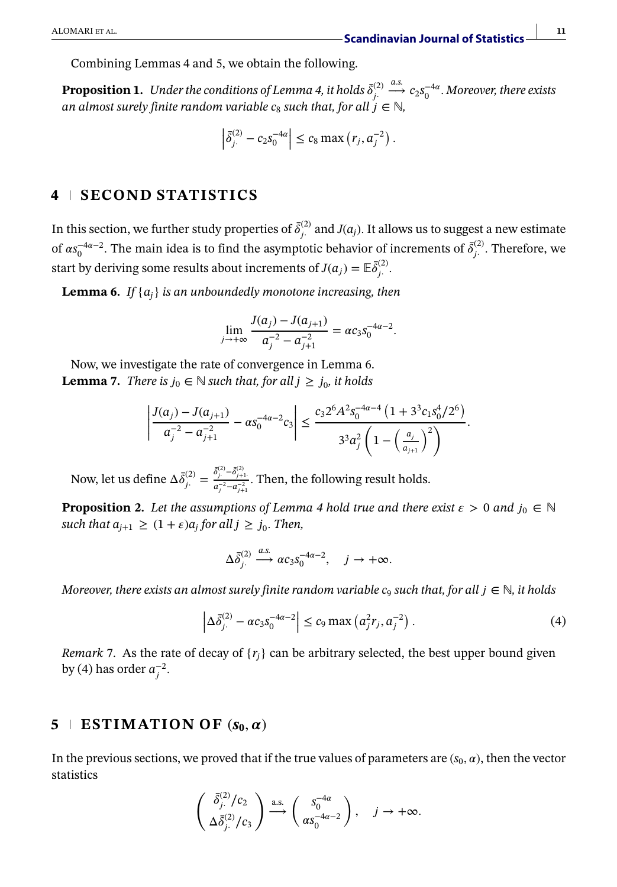Combining Lemmas 4 and 5, we obtain the following.

**Proposition 1.** *Under the conditions of Lemma 4, it holds* $\bar{\delta}^{(2)}_{j\cdot} \xrightarrow{a.s.} c_2 s_0^{-4\alpha}$. *Moreover, there exists an almost surely finite random variable* $c_8$ *such that, for all* $j \in \mathbb{N}$,

$$\left| \bar{\delta}^{(2)}_{j\cdot} - c_2 s_0^{-4\alpha} \right| \leq c_8 \max\left( r_j, a_j^{-2} \right).$$

## 4 | SECOND STATISTICS

In this section, we further study properties of $\bar{\delta}^{(2)}_{j\cdot}$ and $J(a_j)$. It allows us to suggest a new estimate of $\alpha s_0^{-4\alpha-2}$. The main idea is to find the asymptotic behavior of increments of $\bar{\delta}^{(2)}_{j\cdot}$. Therefore, we start by deriving some results about increments of $J(a_j) = \mathbb{E}\bar{\delta}^{(2)}_{j\cdot}$.

**Lemma 6.** *If* $\{a_j\}$ *is an unboundedly monotone increasing, then*

$$\lim_{j \to +\infty} \frac{J(a_j) - J(a_{j+1})}{a_j^{-2} - a_{j+1}^{-2}} = \alpha c_3 s_0^{-4\alpha-2}.$$

Now, we investigate the rate of convergence in Lemma 6.

**Lemma 7.** *There is* $j_0 \in \mathbb{N}$ *such that, for all* $j \geq j_0$, *it holds*

$$\left| \frac{J(a_j) - J(a_{j+1})}{a_j^{-2} - a_{j+1}^{-2}} - \alpha s_0^{-4\alpha-2} c_3 \right| \leq \frac{c_3 2^6 A^2 s_0^{-4\alpha-4} \left(1 + 3^3 c_1 s_0^4 / 2^6\right)}{3^3 a_j^2 \left(1 - \left(\frac{a_j}{a_{j+1}}\right)^2\right)}.$$

Now, let us define $\Delta \bar{\delta}^{(2)}_{j\cdot} = \frac{\bar{\delta}^{(2)}_{j\cdot} - \bar{\delta}^{(2)}_{j+1\cdot}}{a_j^{-2} - a_{j+1}^{-2}}$. Then, the following result holds.

**Proposition 2.** *Let the assumptions of Lemma 4 hold true and there exist* $\varepsilon > 0$ *and* $j_0 \in \mathbb{N}$ *such that* $a_{j+1} \geq (1+\varepsilon) a_j$ *for all* $j \geq j_0$. *Then,*

$$\Delta \bar{\delta}^{(2)}_{j\cdot} \xrightarrow{a.s.} \alpha c_3 s_0^{-4\alpha-2}, \quad j \to +\infty.$$

*Moreover, there exists an almost surely finite random variable* $c_9$ *such that, for all* $j \in \mathbb{N}$, *it holds*

$$\left| \Delta \bar{\delta}^{(2)}_{j\cdot} - \alpha c_3 s_0^{-4\alpha-2} \right| \leq c_9 \max\left( a_j^2 r_j, a_j^{-2} \right). \tag{4}$$

*Remark* 7. As the rate of decay of $\{r_j\}$ can be arbitrary selected, the best upper bound given by (4) has order $a_j^{-2}$.

## 5 | ESTIMATION OF $(s_0, \alpha)$

In the previous sections, we proved that if the true values of parameters are $(s_0, \alpha)$, then the vector statistics

$$\begin{pmatrix} \bar{\delta}^{(2)}_{j\cdot} / c_2 \\ \Delta \bar{\delta}^{(2)}_{j\cdot} / c_3 \end{pmatrix} \xrightarrow{\text{a.s.}} \begin{pmatrix} s_0^{-4\alpha} \\ \alpha s_0^{-4\alpha-2} \end{pmatrix}, \quad j \to +\infty.$$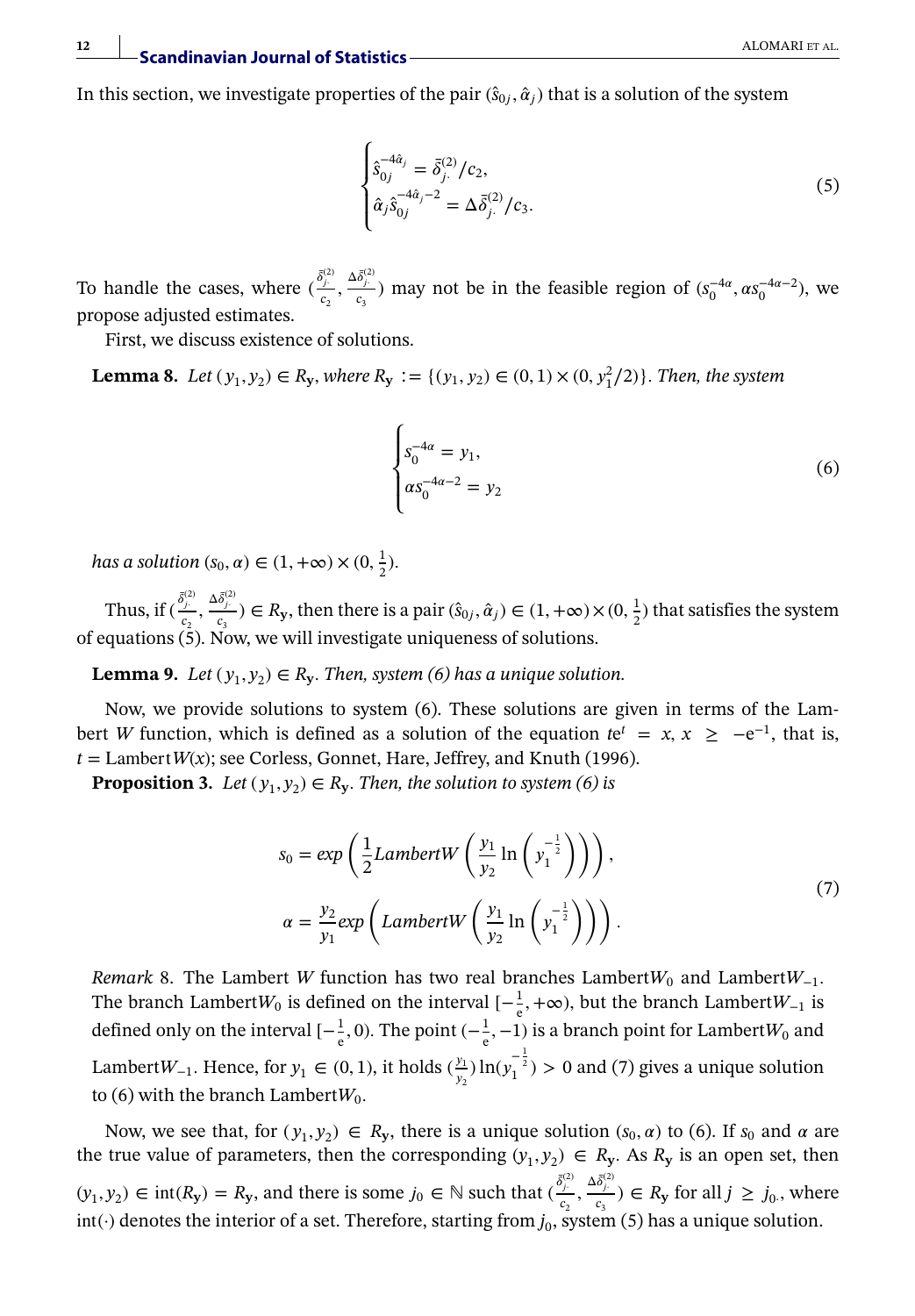In this section, we investigate properties of the pair $(\hat{s}_{0j}, \hat{\alpha}_j)$ that is a solution of the system

$$
\begin{cases}
\hat{s}_{0j}^{-4\hat{\alpha}_j} = \bar{\delta}_{j\cdot}^{(2)}/c_2, \\
\hat{\alpha}_j \hat{s}_{0j}^{-4\hat{\alpha}_j - 2} = \Delta\bar{\delta}_{j\cdot}^{(2)}/c_3.
\end{cases}
\tag{5}
$$

To handle the cases, where $(\frac{\bar{\delta}_{j\cdot}^{(2)}}{c_2}, \frac{\Delta\bar{\delta}_{j\cdot}^{(2)}}{c_3})$ may not be in the feasible region of $(s_0^{-4\alpha}, \alpha s_0^{-4\alpha-2})$, we propose adjusted estimates.

First, we discuss existence of solutions.

**Lemma 8.** *Let $(y_1, y_2) \in R_{\mathbf{y}}$, where $R_{\mathbf{y}} := \{(y_1, y_2) \in (0, 1) \times (0, y_1^2/2)\}$. Then, the system*

$$
\begin{cases}
s_0^{-4\alpha} = y_1, \\
\alpha s_0^{-4\alpha - 2} = y_2
\end{cases}
\tag{6}
$$

*has a solution $(s_0, \alpha) \in (1, +\infty) \times (0, \frac{1}{2})$.*

Thus, if $(\frac{\bar{\delta}_{j\cdot}^{(2)}}{c_2}, \frac{\Delta\bar{\delta}_{j\cdot}^{(2)}}{c_3}) \in R_{\mathbf{y}}$, then there is a pair $(\hat{s}_{0j}, \hat{\alpha}_j) \in (1, +\infty) \times (0, \frac{1}{2})$ that satisfies the system of equations (5). Now, we will investigate uniqueness of solutions.

**Lemma 9.** *Let $(y_1, y_2) \in R_{\mathbf{y}}$. Then, system (6) has a unique solution.*

Now, we provide solutions to system (6). These solutions are given in terms of the Lambert $W$ function, which is defined as a solution of the equation $te^t = x$, $x \geq -e^{-1}$, that is, $t = \text{Lambert}W(x)$; see Corless, Gonnet, Hare, Jeffrey, and Knuth (1996).

**Proposition 3.** *Let $(y_1, y_2) \in R_{\mathbf{y}}$. Then, the solution to system (6) is*

$$
\begin{aligned}
s_0 &= exp\left(\frac{1}{2} LambertW\left(\frac{y_1}{y_2} \ln\left(y_1^{-\frac{1}{2}}\right)\right)\right), \\
\alpha &= \frac{y_2}{y_1} exp\left(LambertW\left(\frac{y_1}{y_2} \ln\left(y_1^{-\frac{1}{2}}\right)\right)\right).
\end{aligned}
\tag{7}
$$

*Remark* 8. The Lambert $W$ function has two real branches $\text{Lambert}W_0$ and $\text{Lambert}W_{-1}$. The branch $\text{Lambert}W_0$ is defined on the interval $[-\frac{1}{e}, +\infty)$, but the branch $\text{Lambert}W_{-1}$ is defined only on the interval $[-\frac{1}{e}, 0)$. The point $(-\frac{1}{e}, -1)$ is a branch point for $\text{Lambert}W_0$ and $\text{Lambert}W_{-1}$. Hence, for $y_1 \in (0, 1)$, it holds $(\frac{y_1}{y_2}) \ln(y_1^{-\frac{1}{2}}) > 0$ and (7) gives a unique solution to (6) with the branch $\text{Lambert}W_0$.

Now, we see that, for $(y_1, y_2) \in R_{\mathbf{y}}$, there is a unique solution $(s_0, \alpha)$ to (6). If $s_0$ and $\alpha$ are the true value of parameters, then the corresponding $(y_1, y_2) \in R_{\mathbf{y}}$. As $R_{\mathbf{y}}$ is an open set, then $(y_1, y_2) \in \text{int}(R_{\mathbf{y}}) = R_{\mathbf{y}}$, and there is some $j_0 \in \mathbb{N}$ such that $(\frac{\bar{\delta}_{j\cdot}^{(2)}}{c_2}, \frac{\Delta\bar{\delta}_{j\cdot}^{(2)}}{c_3}) \in R_{\mathbf{y}}$ for all $j \geq j_0$, where $\text{int}(\cdot)$ denotes the interior of a set. Therefore, starting from $j_0$, system (5) has a unique solution.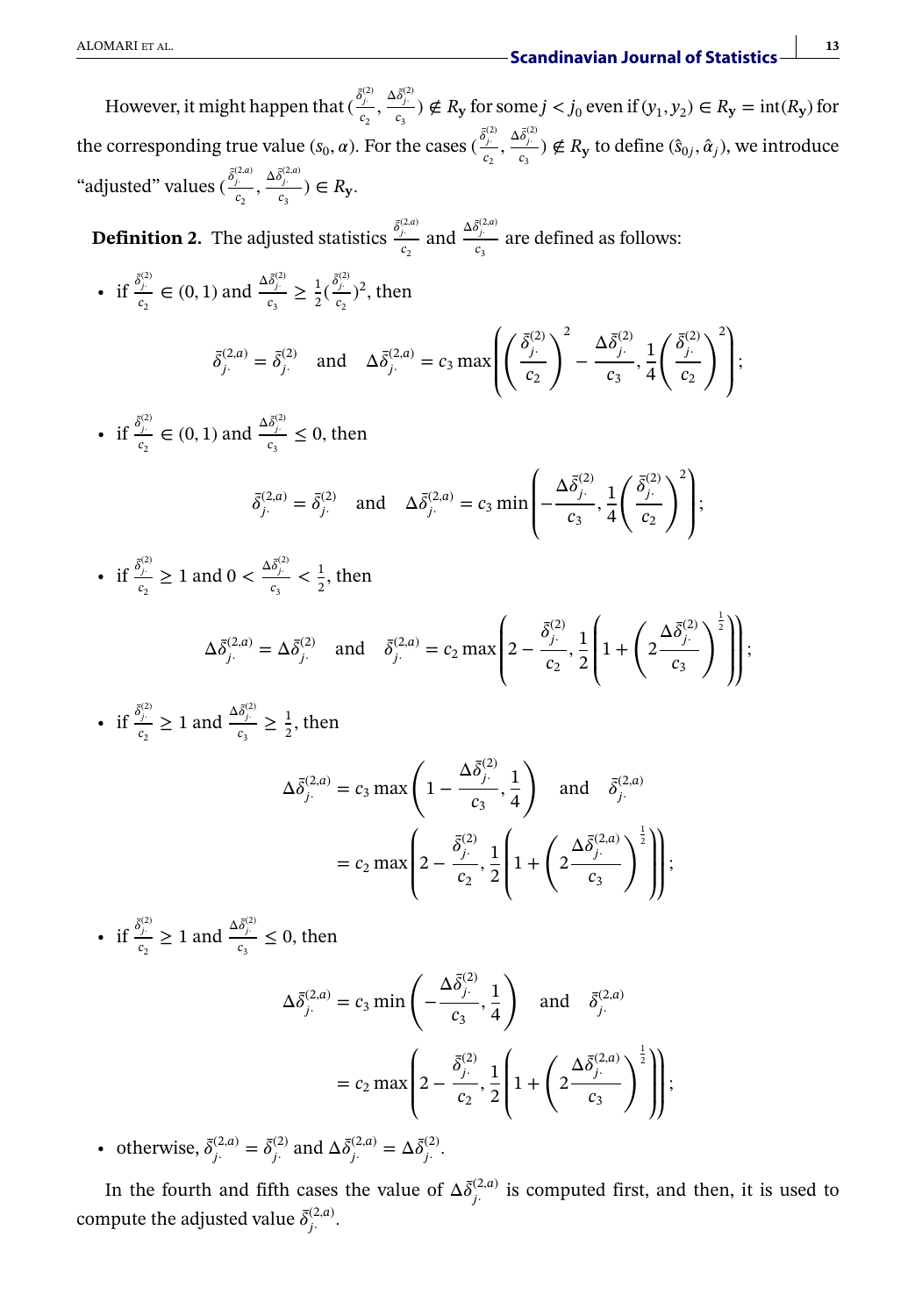However, it might happen that $(\frac{\bar{\delta}_{j\cdot}^{(2)}}{c_2}, \frac{\Delta\bar{\delta}_{j\cdot}^{(2)}}{c_3}) \notin R_{\mathbf{y}}$ for some $j < j_0$ even if $(y_1, y_2) \in R_{\mathbf{y}} = \text{int}(R_{\mathbf{y}})$ for the corresponding true value $(s_0, \alpha)$. For the cases $(\frac{\bar{\delta}_{j\cdot}^{(2)}}{c_2}, \frac{\Delta\bar{\delta}_{j\cdot}^{(2)}}{c_3}) \notin R_{\mathbf{y}}$ to define $(\hat{s}_{0j}, \hat{\alpha}_j)$, we introduce "adjusted" values $(\frac{\bar{\delta}_{j\cdot}^{(2,a)}}{c_2}, \frac{\Delta\bar{\delta}_{j\cdot}^{(2,a)}}{c_3}) \in R_{\mathbf{y}}$.

**Definition 2.** The adjusted statistics $\frac{\bar{\delta}_{j\cdot}^{(2,a)}}{c_2}$ and $\frac{\Delta\bar{\delta}_{j\cdot}^{(2,a)}}{c_3}$ are defined as follows:

- if $\frac{\bar{\delta}_{j\cdot}^{(2)}}{c_2} \in (0, 1)$ and $\frac{\Delta\bar{\delta}_{j\cdot}^{(2)}}{c_3} \geq \frac{1}{2}(\frac{\bar{\delta}_{j\cdot}^{(2)}}{c_2})^2$, then

$$\bar{\delta}_{j\cdot}^{(2,a)} = \bar{\delta}_{j\cdot}^{(2)} \quad \text{and} \quad \Delta\bar{\delta}_{j\cdot}^{(2,a)} = c_3 \max\left(\left(\frac{\bar{\delta}_{j\cdot}^{(2)}}{c_2}\right)^2 - \frac{\Delta\bar{\delta}_{j\cdot}^{(2)}}{c_3}, \frac{1}{4}\left(\frac{\bar{\delta}_{j\cdot}^{(2)}}{c_2}\right)^2\right);$$

- if $\frac{\bar{\delta}_{j\cdot}^{(2)}}{c_2} \in (0, 1)$ and $\frac{\Delta\bar{\delta}_{j\cdot}^{(2)}}{c_3} \leq 0$, then

$$\bar{\delta}_{j\cdot}^{(2,a)} = \bar{\delta}_{j\cdot}^{(2)} \quad \text{and} \quad \Delta\bar{\delta}_{j\cdot}^{(2,a)} = c_3 \min\left(-\frac{\Delta\bar{\delta}_{j\cdot}^{(2)}}{c_3}, \frac{1}{4}\left(\frac{\bar{\delta}_{j\cdot}^{(2)}}{c_2}\right)^2\right);$$

- if $\frac{\bar{\delta}_{j\cdot}^{(2)}}{c_2} \geq 1$ and $0 < \frac{\Delta\bar{\delta}_{j\cdot}^{(2)}}{c_3} < \frac{1}{2}$, then

$$\Delta\bar{\delta}_{j\cdot}^{(2,a)} = \Delta\bar{\delta}_{j\cdot}^{(2)} \quad \text{and} \quad \bar{\delta}_{j\cdot}^{(2,a)} = c_2 \max\left(2 - \frac{\bar{\delta}_{j\cdot}^{(2)}}{c_2}, \frac{1}{2}\left(1 + \left(2\frac{\Delta\bar{\delta}_{j\cdot}^{(2)}}{c_3}\right)^{\frac{1}{2}}\right)\right);$$

- if $\frac{\bar{\delta}_{j\cdot}^{(2)}}{c_2} \geq 1$ and $\frac{\Delta\bar{\delta}_{j\cdot}^{(2)}}{c_3} \geq \frac{1}{2}$, then

$$\Delta\bar{\delta}_{j\cdot}^{(2,a)} = c_3 \max\left(1 - \frac{\Delta\bar{\delta}_{j\cdot}^{(2)}}{c_3}, \frac{1}{4}\right) \quad \text{and} \quad \bar{\delta}_{j\cdot}^{(2,a)} = c_2 \max\left(2 - \frac{\bar{\delta}_{j\cdot}^{(2)}}{c_2}, \frac{1}{2}\left(1 + \left(2\frac{\Delta\bar{\delta}_{j\cdot}^{(2,a)}}{c_3}\right)^{\frac{1}{2}}\right)\right);$$

- if $\frac{\bar{\delta}_{j\cdot}^{(2)}}{c_2} \geq 1$ and $\frac{\Delta\bar{\delta}_{j\cdot}^{(2)}}{c_3} \leq 0$, then

$$\Delta\bar{\delta}_{j\cdot}^{(2,a)} = c_3 \min\left(-\frac{\Delta\bar{\delta}_{j\cdot}^{(2)}}{c_3}, \frac{1}{4}\right) \quad \text{and} \quad \bar{\delta}_{j\cdot}^{(2,a)} = c_2 \max\left(2 - \frac{\bar{\delta}_{j\cdot}^{(2)}}{c_2}, \frac{1}{2}\left(1 + \left(2\frac{\Delta\bar{\delta}_{j\cdot}^{(2,a)}}{c_3}\right)^{\frac{1}{2}}\right)\right);$$

- otherwise, $\bar{\delta}_{j\cdot}^{(2,a)} = \bar{\delta}_{j\cdot}^{(2)}$ and $\Delta\bar{\delta}_{j\cdot}^{(2,a)} = \Delta\bar{\delta}_{j\cdot}^{(2)}$.

In the fourth and fifth cases the value of $\Delta\bar{\delta}_{j\cdot}^{(2,a)}$ is computed first, and then, it is used to compute the adjusted value $\bar{\delta}_{j\cdot}^{(2,a)}$.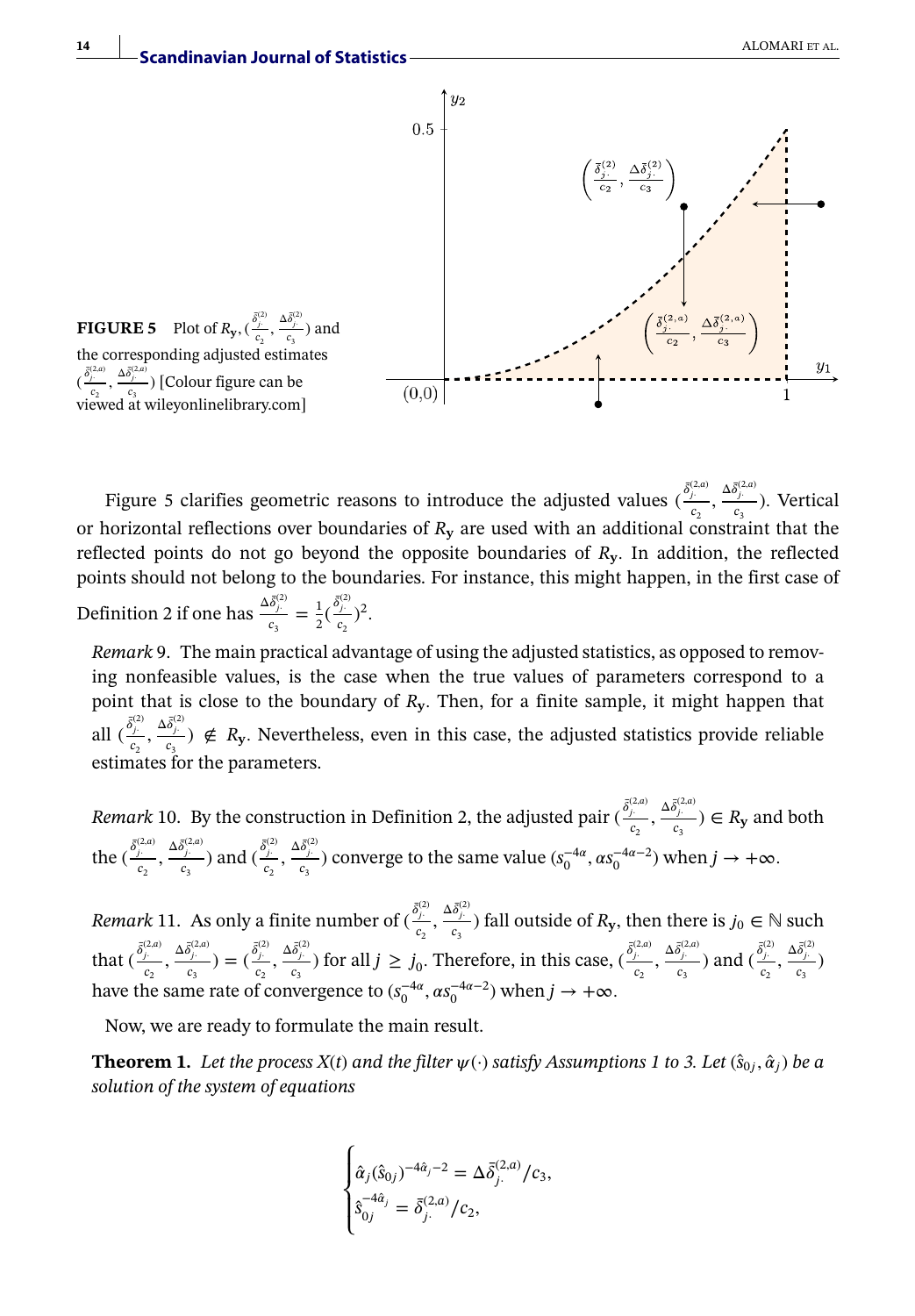**FIGURE 5** Plot of $R_{\mathbf{y}}, (\frac{\bar{\delta}_{j\cdot}^{(2)}}{c_2}, \frac{\Delta\bar{\delta}_{j\cdot}^{(2)}}{c_3})$ and the corresponding adjusted estimates $(\frac{\bar{\delta}_{j\cdot}^{(2,a)}}{c_2}, \frac{\Delta\bar{\delta}_{j\cdot}^{(2,a)}}{c_3})$ [Colour figure can be viewed at wileyonlinelibrary.com]

Figure 5 clarifies geometric reasons to introduce the adjusted values $(\frac{\bar{\delta}_{j\cdot}^{(2,a)}}{c_2}, \frac{\Delta\bar{\delta}_{j\cdot}^{(2,a)}}{c_3})$. Vertical or horizontal reflections over boundaries of $R_{\mathbf{y}}$ are used with an additional constraint that the reflected points do not go beyond the opposite boundaries of $R_{\mathbf{y}}$. In addition, the reflected points should not belong to the boundaries. For instance, this might happen, in the first case of Definition 2 if one has $\frac{\Delta\bar{\delta}_{j\cdot}^{(2)}}{c_3} = \frac{1}{2}(\frac{\bar{\delta}_{j\cdot}^{(2)}}{c_2})^2$.

*Remark* 9. The main practical advantage of using the adjusted statistics, as opposed to removing nonfeasible values, is the case when the true values of parameters correspond to a point that is close to the boundary of $R_{\mathbf{y}}$. Then, for a finite sample, it might happen that all $(\frac{\bar{\delta}_{j\cdot}^{(2)}}{c_2}, \frac{\Delta\bar{\delta}_{j\cdot}^{(2)}}{c_3}) \notin R_{\mathbf{y}}$. Nevertheless, even in this case, the adjusted statistics provide reliable estimates for the parameters.

*Remark* 10. By the construction in Definition 2, the adjusted pair $(\frac{\bar{\delta}_{j\cdot}^{(2,a)}}{c_2}, \frac{\Delta\bar{\delta}_{j\cdot}^{(2,a)}}{c_3}) \in R_{\mathbf{y}}$ and both the $(\frac{\bar{\delta}_{j\cdot}^{(2,a)}}{c_2}, \frac{\Delta\bar{\delta}_{j\cdot}^{(2,a)}}{c_3})$ and $(\frac{\bar{\delta}_{j\cdot}^{(2)}}{c_2}, \frac{\Delta\bar{\delta}_{j\cdot}^{(2)}}{c_3})$ converge to the same value $(s_0^{-4\alpha}, \alpha s_0^{-4\alpha-2})$ when $j \to +\infty$.

*Remark* 11. As only a finite number of $(\frac{\bar{\delta}_{j\cdot}^{(2)}}{c_2}, \frac{\Delta\bar{\delta}_{j\cdot}^{(2)}}{c_3})$ fall outside of $R_{\mathbf{y}}$, then there is $j_0 \in \mathbb{N}$ such that $(\frac{\bar{\delta}_{j\cdot}^{(2,a)}}{c_2}, \frac{\Delta\bar{\delta}_{j\cdot}^{(2,a)}}{c_3}) = (\frac{\bar{\delta}_{j\cdot}^{(2)}}{c_2}, \frac{\Delta\bar{\delta}_{j\cdot}^{(2)}}{c_3})$ for all $j \geq j_0$. Therefore, in this case, $(\frac{\bar{\delta}_{j\cdot}^{(2,a)}}{c_2}, \frac{\Delta\bar{\delta}_{j\cdot}^{(2,a)}}{c_3})$ and $(\frac{\bar{\delta}_{j\cdot}^{(2)}}{c_2}, \frac{\Delta\bar{\delta}_{j\cdot}^{(2)}}{c_3})$ have the same rate of convergence to $(s_0^{-4\alpha}, \alpha s_0^{-4\alpha-2})$ when $j \to +\infty$.

Now, we are ready to formulate the main result.

**Theorem 1.** *Let the process $X(t)$ and the filter $\psi(\cdot)$ satisfy Assumptions 1 to 3. Let $(\hat{s}_{0j}, \hat{\alpha}_j)$ be a solution of the system of equations*

$$
\begin{cases}
\hat{\alpha}_j(\hat{s}_{0j})^{-4\hat{\alpha}_j-2} = \Delta\bar{\delta}_{j\cdot}^{(2,a)}/c_3, \\
\hat{s}_{0j}^{-4\hat{\alpha}_j} = \bar{\delta}_{j\cdot}^{(2,a)}/c_2,
\end{cases}
$$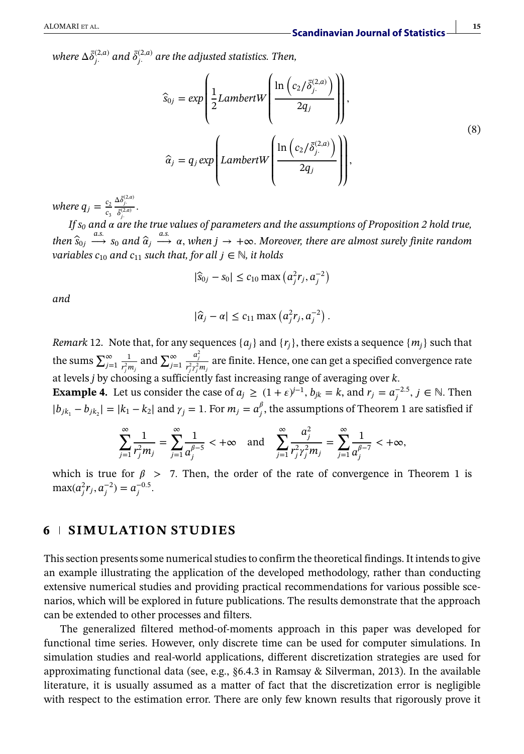*where $\Delta\bar{\delta}_{j\cdot}^{(2,a)}$ and $\bar{\delta}_{j\cdot}^{(2,a)}$ are the adjusted statistics. Then,*

$$
\begin{aligned}
\hat{s}_{0j} &= exp\left(\frac{1}{2}LambertW\left(\frac{\ln\left(c_2/\bar{\delta}_{j\cdot}^{(2,a)}\right)}{2q_j}\right)\right),\\
\hat{\alpha}_j &= q_j\, exp\left(LambertW\left(\frac{\ln\left(c_2/\bar{\delta}_{j\cdot}^{(2,a)}\right)}{2q_j}\right)\right),
\end{aligned}
\tag{8}
$$

*where $q_j = \frac{c_2}{c_3}\frac{\Delta\bar{\delta}_{j\cdot}^{(2,a)}}{\bar{\delta}_{j\cdot}^{(2,a)}}$.*

*If $s_0$ and $\alpha$ are the true values of parameters and the assumptions of Proposition 2 hold true, then $\hat{s}_{0j} \xrightarrow{a.s.} s_0$ and $\hat{\alpha}_j \xrightarrow{a.s.} \alpha$, when $j \to +\infty$. Moreover, there are almost surely finite random variables $c_{10}$ and $c_{11}$ such that, for all $j \in \mathbb{N}$, it holds*

$$|\hat{s}_{0j} - s_0| \le c_{10}\max\left(a_j^2 r_j, a_j^{-2}\right)$$

*and*

$$|\hat{\alpha}_j - \alpha| \le c_{11}\max\left(a_j^2 r_j, a_j^{-2}\right).$$

*Remark* 12. Note that, for any sequences $\{a_j\}$ and $\{r_j\}$, there exists a sequence $\{m_j\}$ such that the sums $\sum_{j=1}^{\infty}\frac{1}{r_j^2 m_j}$ and $\sum_{j=1}^{\infty}\frac{a_j^2}{r_j^2\gamma_j^2 m_j}$ are finite. Hence, one can get a specified convergence rate at levels $j$ by choosing a sufficiently fast increasing range of averaging over $k$.

**Example 4.** Let us consider the case of $a_j \ge (1+\varepsilon)^{j-1}$, $b_{jk} = k$, and $r_j = a_j^{-2.5}$, $j \in \mathbb{N}$. Then $|b_{jk_1} - b_{jk_2}| = |k_1 - k_2|$ and $\gamma_j = 1$. For $m_j = a_j^{\beta}$, the assumptions of Theorem 1 are satisfied if

$$\sum_{j=1}^{\infty}\frac{1}{r_j^2 m_j} = \sum_{j=1}^{\infty}\frac{1}{a_j^{\beta-5}} < +\infty \quad \text{and} \quad \sum_{j=1}^{\infty}\frac{a_j^2}{r_j^2\gamma_j^2 m_j} = \sum_{j=1}^{\infty}\frac{1}{a_j^{\beta-7}} < +\infty,$$

which is true for $\beta > 7$. Then, the order of the rate of convergence in Theorem 1 is $\max(a_j^2 r_j, a_j^{-2}) = a_j^{-0.5}$.

## 6 | SIMULATION STUDIES

This section presents some numerical studies to confirm the theoretical findings. It intends to give an example illustrating the application of the developed methodology, rather than conducting extensive numerical studies and providing practical recommendations for various possible scenarios, which will be explored in future publications. The results demonstrate that the approach can be extended to other processes and filters.

The generalized filtered method-of-moments approach in this paper was developed for functional time series. However, only discrete time can be used for computer simulations. In simulation studies and real-world applications, different discretization strategies are used for approximating functional data (see, e.g., §6.4.3 in Ramsay & Silverman, 2013). In the available literature, it is usually assumed as a matter of fact that the discretization error is negligible with respect to the estimation error. There are only few known results that rigorously prove it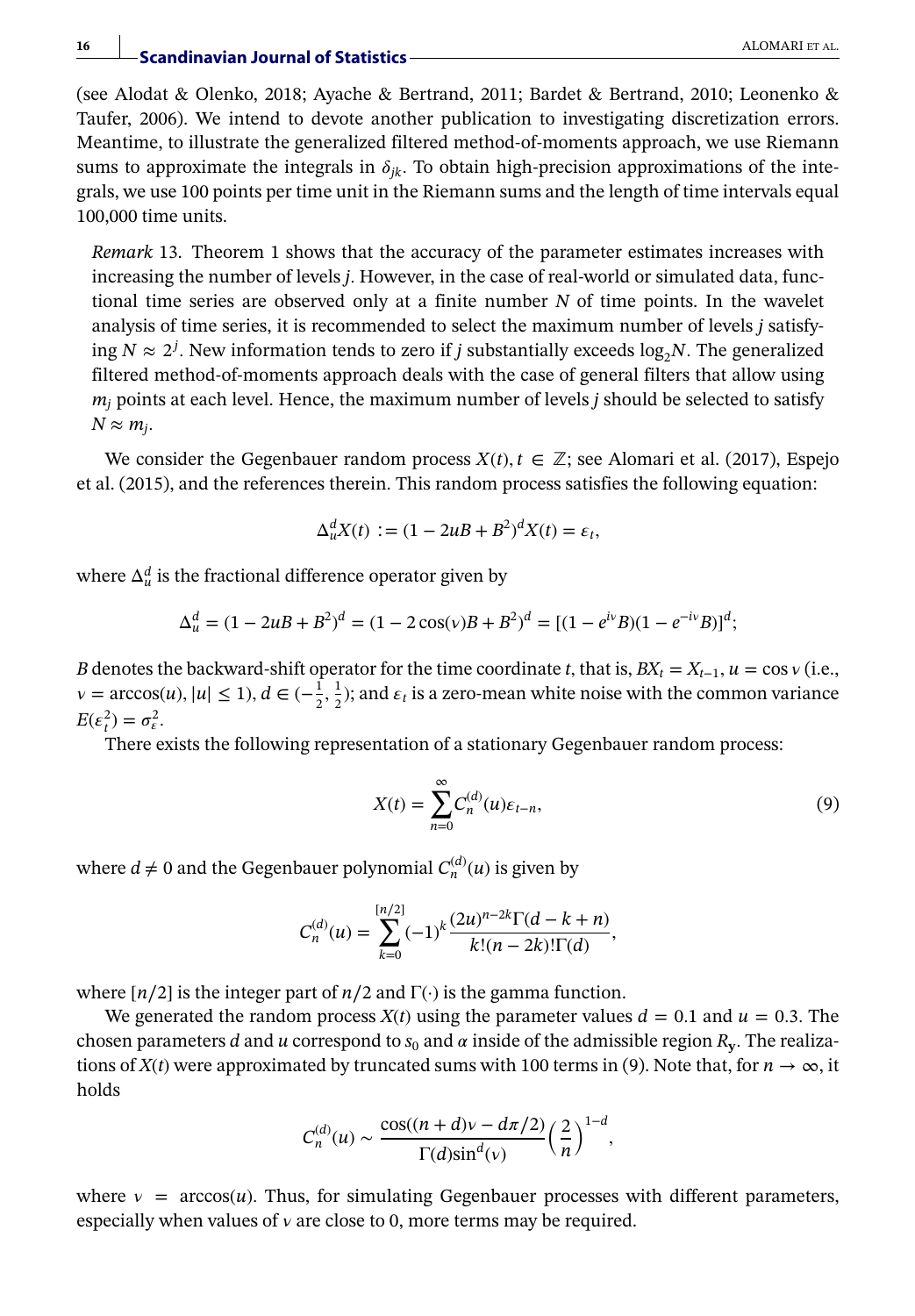(see Alodat & Olenko, 2018; Ayache & Bertrand, 2011; Bardet & Bertrand, 2010; Leonenko & Taufer, 2006). We intend to devote another publication to investigating discretization errors. Meantime, to illustrate the generalized filtered method-of-moments approach, we use Riemann sums to approximate the integrals in $\delta_{jk}$. To obtain high-precision approximations of the integrals, we use 100 points per time unit in the Riemann sums and the length of time intervals equal 100,000 time units.

> *Remark* 13. Theorem 1 shows that the accuracy of the parameter estimates increases with increasing the number of levels $j$. However, in the case of real-world or simulated data, functional time series are observed only at a finite number $N$ of time points. In the wavelet analysis of time series, it is recommended to select the maximum number of levels $j$ satisfying $N \approx 2^j$. New information tends to zero if $j$ substantially exceeds $\log_2 N$. The generalized filtered method-of-moments approach deals with the case of general filters that allow using $m_j$ points at each level. Hence, the maximum number of levels $j$ should be selected to satisfy $N \approx m_j$.

We consider the Gegenbauer random process $X(t), t \in \mathbb{Z}$; see Alomari et al. (2017), Espejo et al. (2015), and the references therein. This random process satisfies the following equation:

$$\Delta_u^d X(t) := (1 - 2uB + B^2)^d X(t) = \varepsilon_t,$$

where $\Delta_u^d$ is the fractional difference operator given by

$$\Delta_u^d = (1 - 2uB + B^2)^d = (1 - 2\cos(\nu)B + B^2)^d = [(1 - e^{i\nu}B)(1 - e^{-i\nu}B)]^d;$$

$B$ denotes the backward-shift operator for the time coordinate $t$, that is, $BX_t = X_{t-1}$, $u = \cos \nu$ (i.e., $\nu = \arccos(u)$, $|u| \le 1$), $d \in (-\frac{1}{2}, \frac{1}{2})$; and $\varepsilon_t$ is a zero-mean white noise with the common variance $E(\varepsilon_t^2) = \sigma_\varepsilon^2$.

There exists the following representation of a stationary Gegenbauer random process:

$$X(t) = \sum_{n=0}^{\infty} C_n^{(d)}(u)\varepsilon_{t-n}, \tag{9}$$

where $d \neq 0$ and the Gegenbauer polynomial $C_n^{(d)}(u)$ is given by

$$C_n^{(d)}(u) = \sum_{k=0}^{[n/2]} (-1)^k \frac{(2u)^{n-2k}\Gamma(d - k + n)}{k!(n-2k)!\Gamma(d)},$$

where $[n/2]$ is the integer part of $n/2$ and $\Gamma(\cdot)$ is the gamma function.

We generated the random process $X(t)$ using the parameter values $d = 0.1$ and $u = 0.3$. The chosen parameters $d$ and $u$ correspond to $s_0$ and $\alpha$ inside of the admissible region $R_{\mathbf{y}}$. The realizations of $X(t)$ were approximated by truncated sums with 100 terms in (9). Note that, for $n \to \infty$, it holds

$$C_n^{(d)}(u) \sim \frac{\cos((n+d)\nu - d\pi/2)}{\Gamma(d)\sin^d(\nu)} \left(\frac{2}{n}\right)^{1-d},$$

where $\nu = \arccos(u)$. Thus, for simulating Gegenbauer processes with different parameters, especially when values of $\nu$ are close to 0, more terms may be required.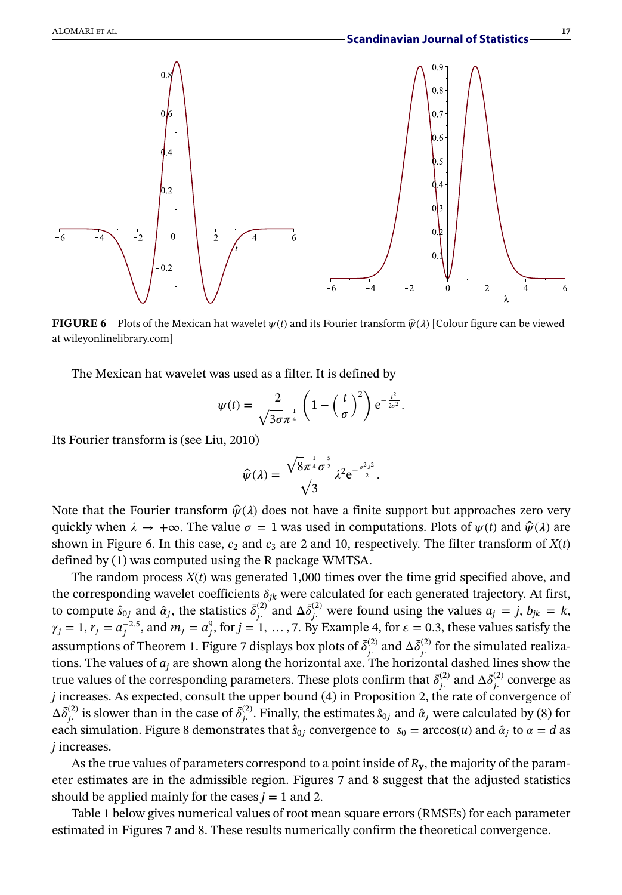**FIGURE 6** Plots of the Mexican hat wavelet $\psi(t)$ and its Fourier transform $\hat{\psi}(\lambda)$ [Colour figure can be viewed at wileyonlinelibrary.com]

The Mexican hat wavelet was used as a filter. It is defined by

$$\psi(t) = \frac{2}{\sqrt{3\sigma}\pi^{\frac{1}{4}}}\left(1 - \left(\frac{t}{\sigma}\right)^2\right) e^{-\frac{t^2}{2\sigma^2}}.$$

Its Fourier transform is (see Liu, 2010)

$$\hat{\psi}(\lambda) = \frac{\sqrt{8}\pi^{\frac{1}{4}}\sigma^{\frac{5}{2}}}{\sqrt{3}}\lambda^2 e^{-\frac{\sigma^2\lambda^2}{2}}.$$

Note that the Fourier transform $\hat{\psi}(\lambda)$ does not have a finite support but approaches zero very quickly when $\lambda \to +\infty$. The value $\sigma = 1$ was used in computations. Plots of $\psi(t)$ and $\hat{\psi}(\lambda)$ are shown in Figure 6. In this case, $c_2$ and $c_3$ are 2 and 10, respectively. The filter transform of $X(t)$ defined by (1) was computed using the R package WMTSA.

The random process $X(t)$ was generated 1,000 times over the time grid specified above, and the corresponding wavelet coefficients $\delta_{jk}$ were calculated for each generated trajectory. At first, to compute $\hat{s}_{0j}$ and $\hat{\alpha}_j$, the statistics $\bar{\delta}_{j\cdot}^{(2)}$ and $\Delta\bar{\delta}_{j\cdot}^{(2)}$ were found using the values $a_j = j$, $b_{jk} = k$, $\gamma_j = 1$, $r_j = a_j^{-2.5}$, and $m_j = a_j^9$, for $j = 1, \ldots, 7$. By Example 4, for $\varepsilon = 0.3$, these values satisfy the assumptions of Theorem 1. Figure 7 displays box plots of $\bar{\delta}_{j\cdot}^{(2)}$ and $\Delta\bar{\delta}_{j\cdot}^{(2)}$ for the simulated realizations. The values of $a_j$ are shown along the horizontal axe. The horizontal dashed lines show the true values of the corresponding parameters. These plots confirm that $\bar{\delta}_{j\cdot}^{(2)}$ and $\Delta\bar{\delta}_{j\cdot}^{(2)}$ converge as $j$ increases. As expected, consult the upper bound (4) in Proposition 2, the rate of convergence of $\Delta\bar{\delta}_{j\cdot}^{(2)}$ is slower than in the case of $\bar{\delta}_{j\cdot}^{(2)}$. Finally, the estimates $\hat{s}_{0j}$ and $\hat{\alpha}_j$ were calculated by (8) for each simulation. Figure 8 demonstrates that $\hat{s}_{0j}$ convergence to $s_0 = \arccos(u)$ and $\hat{\alpha}_j$ to $\alpha = d$ as $j$ increases.

As the true values of parameters correspond to a point inside of $R_{\mathbf{y}}$, the majority of the parameter estimates are in the admissible region. Figures 7 and 8 suggest that the adjusted statistics should be applied mainly for the cases $j = 1$ and 2.

Table 1 below gives numerical values of root mean square errors (RMSEs) for each parameter estimated in Figures 7 and 8. These results numerically confirm the theoretical convergence.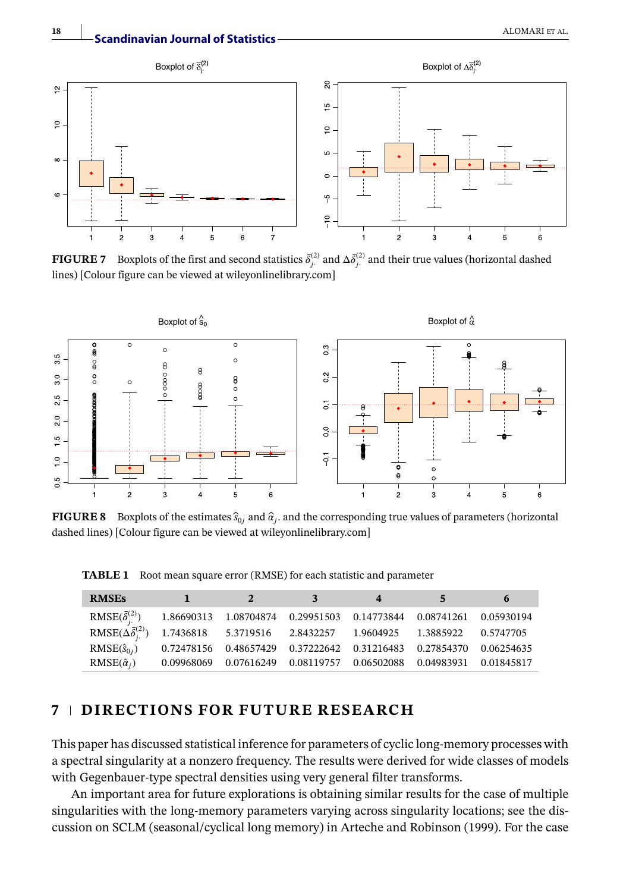**FIGURE 7** Boxplots of the first and second statistics $\bar{\delta}_{j\cdot}^{(2)}$ and $\Delta\bar{\delta}_{j\cdot}^{(2)}$ and their true values (horizontal dashed lines) [Colour figure can be viewed at wileyonlinelibrary.com]

**FIGURE 8** Boxplots of the estimates $\hat{s}_{0j}$ and $\hat{\alpha}_{j\cdot}$ and the corresponding true values of parameters (horizontal dashed lines) [Colour figure can be viewed at wileyonlinelibrary.com]

**TABLE 1** Root mean square error (RMSE) for each statistic and parameter

| RMSEs | 1 | 2 | 3 | 4 | 5 | 6 |
|---|---|---|---|---|---|---|
| RMSE($\bar{\delta}_{j\cdot}^{(2)}$) | 1.86690313 | 1.08704874 | 0.29951503 | 0.14773844 | 0.08741261 | 0.05930194 |
| RMSE($\Delta\bar{\delta}_{j\cdot}^{(2)}$) | 1.7436818 | 5.3719516 | 2.8432257 | 1.9604925 | 1.3885922 | 0.5747705 |
| RMSE($\hat{s}_{0j}$) | 0.72478156 | 0.48657429 | 0.37222642 | 0.31216483 | 0.27854370 | 0.06254635 |
| RMSE($\hat{\alpha}_j$) | 0.09968069 | 0.07616249 | 0.08119757 | 0.06502088 | 0.04983931 | 0.01845817 |

## 7 | DIRECTIONS FOR FUTURE RESEARCH

This paper has discussed statistical inference for parameters of cyclic long-memory processes with a spectral singularity at a nonzero frequency. The results were derived for wide classes of models with Gegenbauer-type spectral densities using very general filter transforms.

An important area for future explorations is obtaining similar results for the case of multiple singularities with the long-memory parameters varying across singularity locations; see the discussion on SCLM (seasonal/cyclical long memory) in Arteche and Robinson (1999). For the case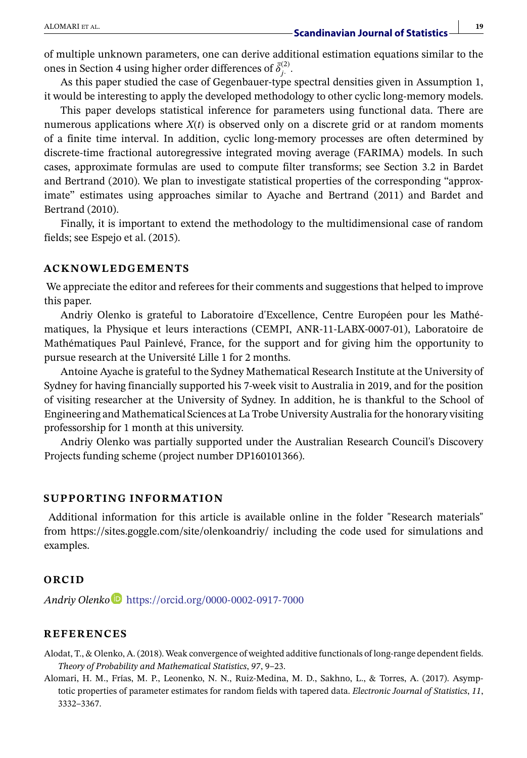of multiple unknown parameters, one can derive additional estimation equations similar to the ones in Section 4 using higher order differences of $\bar{\delta}_{j\cdot}^{(2)}$.

As this paper studied the case of Gegenbauer-type spectral densities given in Assumption 1, it would be interesting to apply the developed methodology to other cyclic long-memory models.

This paper develops statistical inference for parameters using functional data. There are numerous applications where $X(t)$ is observed only on a discrete grid or at random moments of a finite time interval. In addition, cyclic long-memory processes are often determined by discrete-time fractional autoregressive integrated moving average (FARIMA) models. In such cases, approximate formulas are used to compute filter transforms; see Section 3.2 in Bardet and Bertrand (2010). We plan to investigate statistical properties of the corresponding "approximate" estimates using approaches similar to Ayache and Bertrand (2011) and Bardet and Bertrand (2010).

Finally, it is important to extend the methodology to the multidimensional case of random fields; see Espejo et al. (2015).

## ACKNOWLEDGEMENTS

We appreciate the editor and referees for their comments and suggestions that helped to improve this paper.

Andriy Olenko is grateful to Laboratoire d'Excellence, Centre Européen pour les Mathématiques, la Physique et leurs interactions (CEMPI, ANR-11-LABX-0007-01), Laboratoire de Mathématiques Paul Painlevé, France, for the support and for giving him the opportunity to pursue research at the Université Lille 1 for 2 months.

Antoine Ayache is grateful to the Sydney Mathematical Research Institute at the University of Sydney for having financially supported his 7-week visit to Australia in 2019, and for the position of visiting researcher at the University of Sydney. In addition, he is thankful to the School of Engineering and Mathematical Sciences at La Trobe University Australia for the honorary visiting professorship for 1 month at this university.

Andriy Olenko was partially supported under the Australian Research Council's Discovery Projects funding scheme (project number DP160101366).

## SUPPORTING INFORMATION

Additional information for this article is available online in the folder "Research materials" from https://sites.goggle.com/site/olenkoandriy/ including the code used for simulations and examples.

## ORCID

*Andriy Olenko* https://orcid.org/0000-0002-0917-7000

## REFERENCES

Alodat, T., & Olenko, A. (2018). Weak convergence of weighted additive functionals of long-range dependent fields. *Theory of Probability and Mathematical Statistics*, *97*, 9–23.

Alomari, H. M., Frías, M. P., Leonenko, N. N., Ruiz-Medina, M. D., Sakhno, L., & Torres, A. (2017). Asymptotic properties of parameter estimates for random fields with tapered data. *Electronic Journal of Statistics*, *11*, 3332–3367.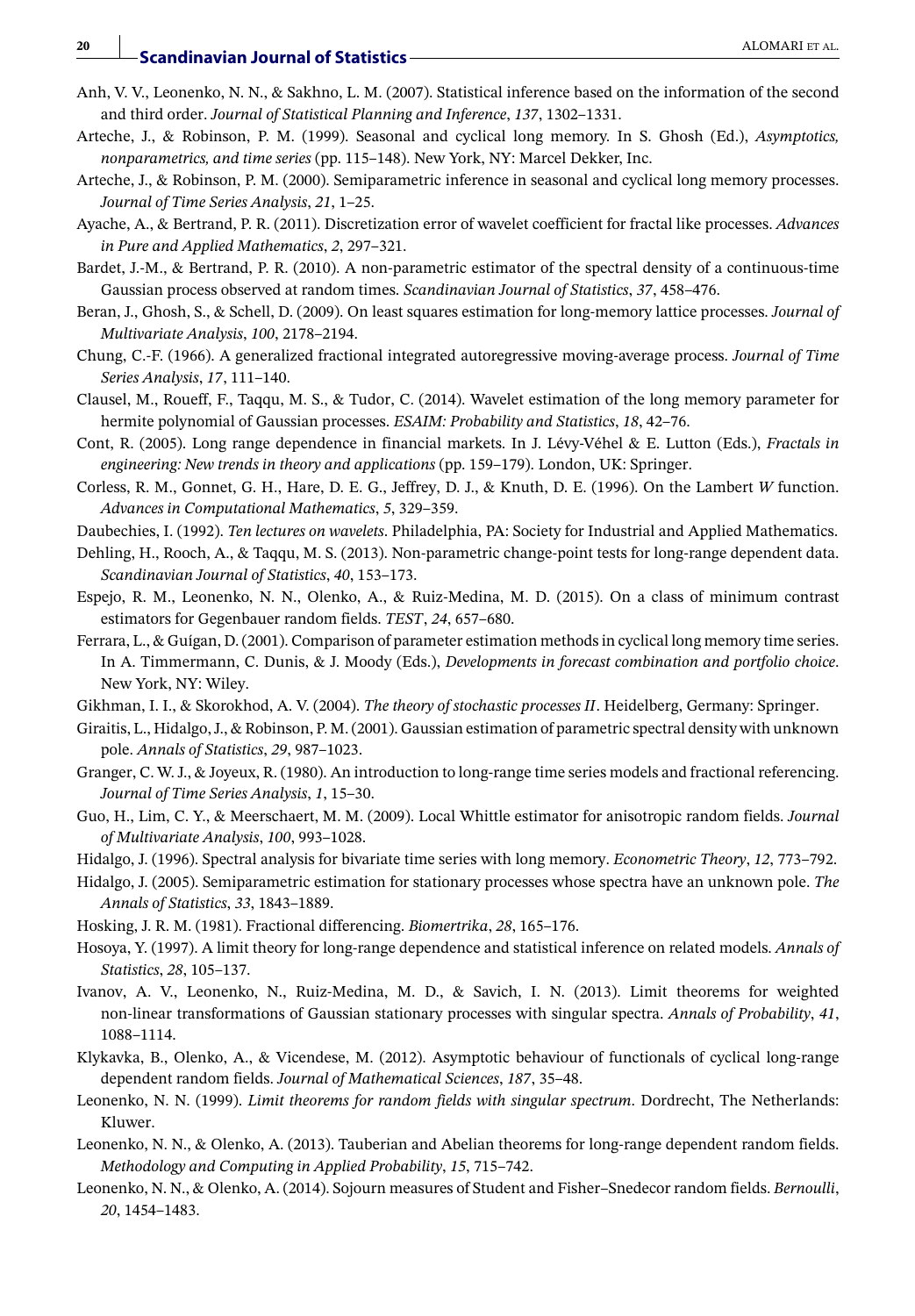Anh, V. V., Leonenko, N. N., & Sakhno, L. M. (2007). Statistical inference based on the information of the second and third order. *Journal of Statistical Planning and Inference*, *137*, 1302–1331.

Arteche, J., & Robinson, P. M. (1999). Seasonal and cyclical long memory. In S. Ghosh (Ed.), *Asymptotics, nonparametrics, and time series* (pp. 115–148). New York, NY: Marcel Dekker, Inc.

Arteche, J., & Robinson, P. M. (2000). Semiparametric inference in seasonal and cyclical long memory processes. *Journal of Time Series Analysis*, *21*, 1–25.

Ayache, A., & Bertrand, P. R. (2011). Discretization error of wavelet coefficient for fractal like processes. *Advances in Pure and Applied Mathematics*, *2*, 297–321.

Bardet, J.-M., & Bertrand, P. R. (2010). A non-parametric estimator of the spectral density of a continuous-time Gaussian process observed at random times. *Scandinavian Journal of Statistics*, *37*, 458–476.

Beran, J., Ghosh, S., & Schell, D. (2009). On least squares estimation for long-memory lattice processes. *Journal of Multivariate Analysis*, *100*, 2178–2194.

Chung, C.-F. (1966). A generalized fractional integrated autoregressive moving-average process. *Journal of Time Series Analysis*, *17*, 111–140.

Clausel, M., Roueff, F., Taqqu, M. S., & Tudor, C. (2014). Wavelet estimation of the long memory parameter for hermite polynomial of Gaussian processes. *ESAIM: Probability and Statistics*, *18*, 42–76.

Cont, R. (2005). Long range dependence in financial markets. In J. Lévy-Véhel & E. Lutton (Eds.), *Fractals in engineering: New trends in theory and applications* (pp. 159–179). London, UK: Springer.

Corless, R. M., Gonnet, G. H., Hare, D. E. G., Jeffrey, D. J., & Knuth, D. E. (1996). On the Lambert *W* function. *Advances in Computational Mathematics*, *5*, 329–359.

Daubechies, I. (1992). *Ten lectures on wavelets*. Philadelphia, PA: Society for Industrial and Applied Mathematics.

Dehling, H., Rooch, A., & Taqqu, M. S. (2013). Non-parametric change-point tests for long-range dependent data. *Scandinavian Journal of Statistics*, *40*, 153–173.

Espejo, R. M., Leonenko, N. N., Olenko, A., & Ruiz-Medina, M. D. (2015). On a class of minimum contrast estimators for Gegenbauer random fields. *TEST*, *24*, 657–680.

Ferrara, L., & Guígan, D. (2001). Comparison of parameter estimation methods in cyclical long memory time series. In A. Timmermann, C. Dunis, & J. Moody (Eds.), *Developments in forecast combination and portfolio choice*. New York, NY: Wiley.

Gikhman, I. I., & Skorokhod, A. V. (2004). *The theory of stochastic processes II*. Heidelberg, Germany: Springer.

Giraitis, L., Hidalgo, J., & Robinson, P. M. (2001). Gaussian estimation of parametric spectral density with unknown pole. *Annals of Statistics*, *29*, 987–1023.

Granger, C. W. J., & Joyeux, R. (1980). An introduction to long-range time series models and fractional referencing. *Journal of Time Series Analysis*, *1*, 15–30.

Guo, H., Lim, C. Y., & Meerschaert, M. M. (2009). Local Whittle estimator for anisotropic random fields. *Journal of Multivariate Analysis*, *100*, 993–1028.

Hidalgo, J. (1996). Spectral analysis for bivariate time series with long memory. *Econometric Theory*, *12*, 773–792.

Hidalgo, J. (2005). Semiparametric estimation for stationary processes whose spectra have an unknown pole. *The Annals of Statistics*, *33*, 1843–1889.

Hosking, J. R. M. (1981). Fractional differencing. *Biomertrika*, *28*, 165–176.

Hosoya, Y. (1997). A limit theory for long-range dependence and statistical inference on related models. *Annals of Statistics*, *28*, 105–137.

Ivanov, A. V., Leonenko, N., Ruiz-Medina, M. D., & Savich, I. N. (2013). Limit theorems for weighted non-linear transformations of Gaussian stationary processes with singular spectra. *Annals of Probability*, *41*, 1088–1114.

Klykavka, B., Olenko, A., & Vicendese, M. (2012). Asymptotic behaviour of functionals of cyclical long-range dependent random fields. *Journal of Mathematical Sciences*, *187*, 35–48.

Leonenko, N. N. (1999). *Limit theorems for random fields with singular spectrum*. Dordrecht, The Netherlands: Kluwer.

Leonenko, N. N., & Olenko, A. (2013). Tauberian and Abelian theorems for long-range dependent random fields. *Methodology and Computing in Applied Probability*, *15*, 715–742.

Leonenko, N. N., & Olenko, A. (2014). Sojourn measures of Student and Fisher–Snedecor random fields. *Bernoulli*, *20*, 1454–1483.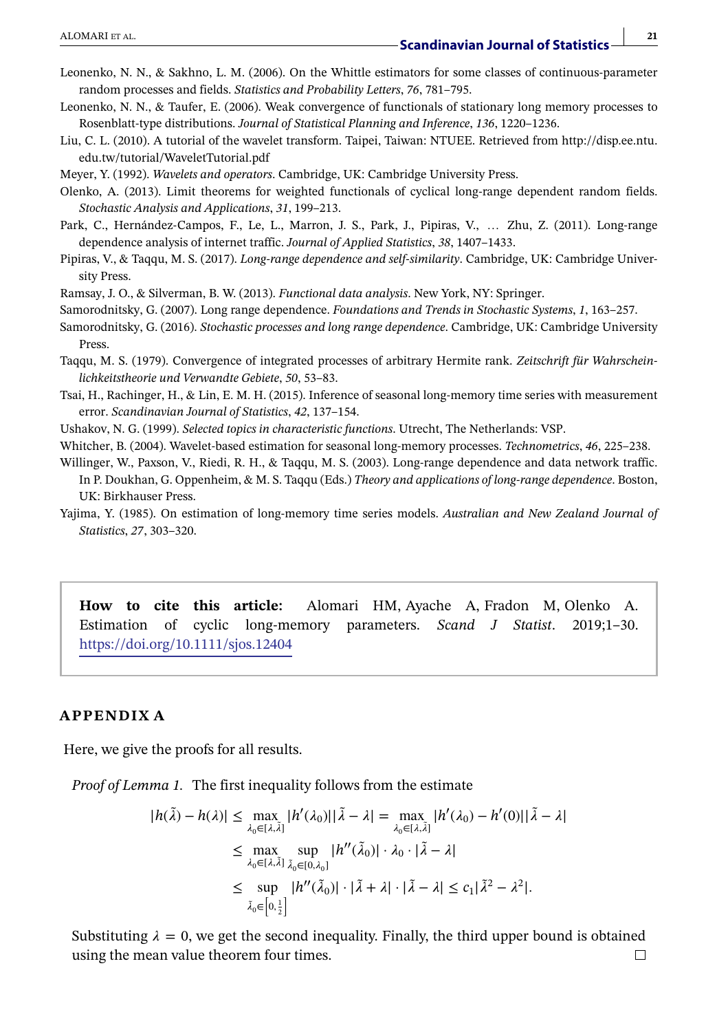Leonenko, N. N., & Sakhno, L. M. (2006). On the Whittle estimators for some classes of continuous-parameter random processes and fields. *Statistics and Probability Letters*, *76*, 781–795.

Leonenko, N. N., & Taufer, E. (2006). Weak convergence of functionals of stationary long memory processes to Rosenblatt-type distributions. *Journal of Statistical Planning and Inference*, *136*, 1220–1236.

Liu, C. L. (2010). A tutorial of the wavelet transform. Taipei, Taiwan: NTUEE. Retrieved from http://disp.ee.ntu.edu.tw/tutorial/WaveletTutorial.pdf

Meyer, Y. (1992). *Wavelets and operators*. Cambridge, UK: Cambridge University Press.

Olenko, A. (2013). Limit theorems for weighted functionals of cyclical long-range dependent random fields. *Stochastic Analysis and Applications*, *31*, 199–213.

Park, C., Hernández-Campos, F., Le, L., Marron, J. S., Park, J., Pipiras, V., … Zhu, Z. (2011). Long-range dependence analysis of internet traffic. *Journal of Applied Statistics*, *38*, 1407–1433.

Pipiras, V., & Taqqu, M. S. (2017). *Long-range dependence and self-similarity*. Cambridge, UK: Cambridge University Press.

Ramsay, J. O., & Silverman, B. W. (2013). *Functional data analysis*. New York, NY: Springer.

Samorodnitsky, G. (2007). Long range dependence. *Foundations and Trends in Stochastic Systems*, *1*, 163–257.

Samorodnitsky, G. (2016). *Stochastic processes and long range dependence*. Cambridge, UK: Cambridge University Press.

Taqqu, M. S. (1979). Convergence of integrated processes of arbitrary Hermite rank. *Zeitschrift für Wahrscheinlichkeitstheorie und Verwandte Gebiete*, *50*, 53–83.

Tsai, H., Rachinger, H., & Lin, E. M. H. (2015). Inference of seasonal long-memory time series with measurement error. *Scandinavian Journal of Statistics*, *42*, 137–154.

Ushakov, N. G. (1999). *Selected topics in characteristic functions*. Utrecht, The Netherlands: VSP.

Whitcher, B. (2004). Wavelet-based estimation for seasonal long-memory processes. *Technometrics*, *46*, 225–238.

Willinger, W., Paxson, V., Riedi, R. H., & Taqqu, M. S. (2003). Long-range dependence and data network traffic. In P. Doukhan, G. Oppenheim, & M. S. Taqqu (Eds.) *Theory and applications of long-range dependence*. Boston, UK: Birkhauser Press.

Yajima, Y. (1985). On estimation of long-memory time series models. *Australian and New Zealand Journal of Statistics*, *27*, 303–320.

**How to cite this article:** Alomari HM, Ayache A, Fradon M, Olenko A. Estimation of cyclic long-memory parameters. *Scand J Statist*. 2019;1–30. https://doi.org/10.1111/sjos.12404

## APPENDIX A

Here, we give the proofs for all results.

*Proof of Lemma 1.* The first inequality follows from the estimate

$$
\begin{aligned}
|h(\tilde{\lambda}) - h(\lambda)| &\le \max_{\lambda_0 \in [\lambda, \tilde{\lambda}]} |h'(\lambda_0)||\tilde{\lambda} - \lambda| = \max_{\lambda_0 \in [\lambda, \tilde{\lambda}]} |h'(\lambda_0) - h'(0)||\tilde{\lambda} - \lambda| \\
&\le \max_{\lambda_0 \in [\lambda, \tilde{\lambda}]} \sup_{\tilde{\lambda}_0 \in [0, \lambda_0]} |h''(\tilde{\lambda}_0)| \cdot \lambda_0 \cdot |\tilde{\lambda} - \lambda| \\
&\le \sup_{\tilde{\lambda}_0 \in \left[0, \frac{1}{2}\right]} |h''(\tilde{\lambda}_0)| \cdot |\tilde{\lambda} + \lambda| \cdot |\tilde{\lambda} - \lambda| \le c_1 |\tilde{\lambda}^2 - \lambda^2|.
\end{aligned}
$$

Substituting $\lambda = 0$, we get the second inequality. Finally, the third upper bound is obtained using the mean value theorem four times. □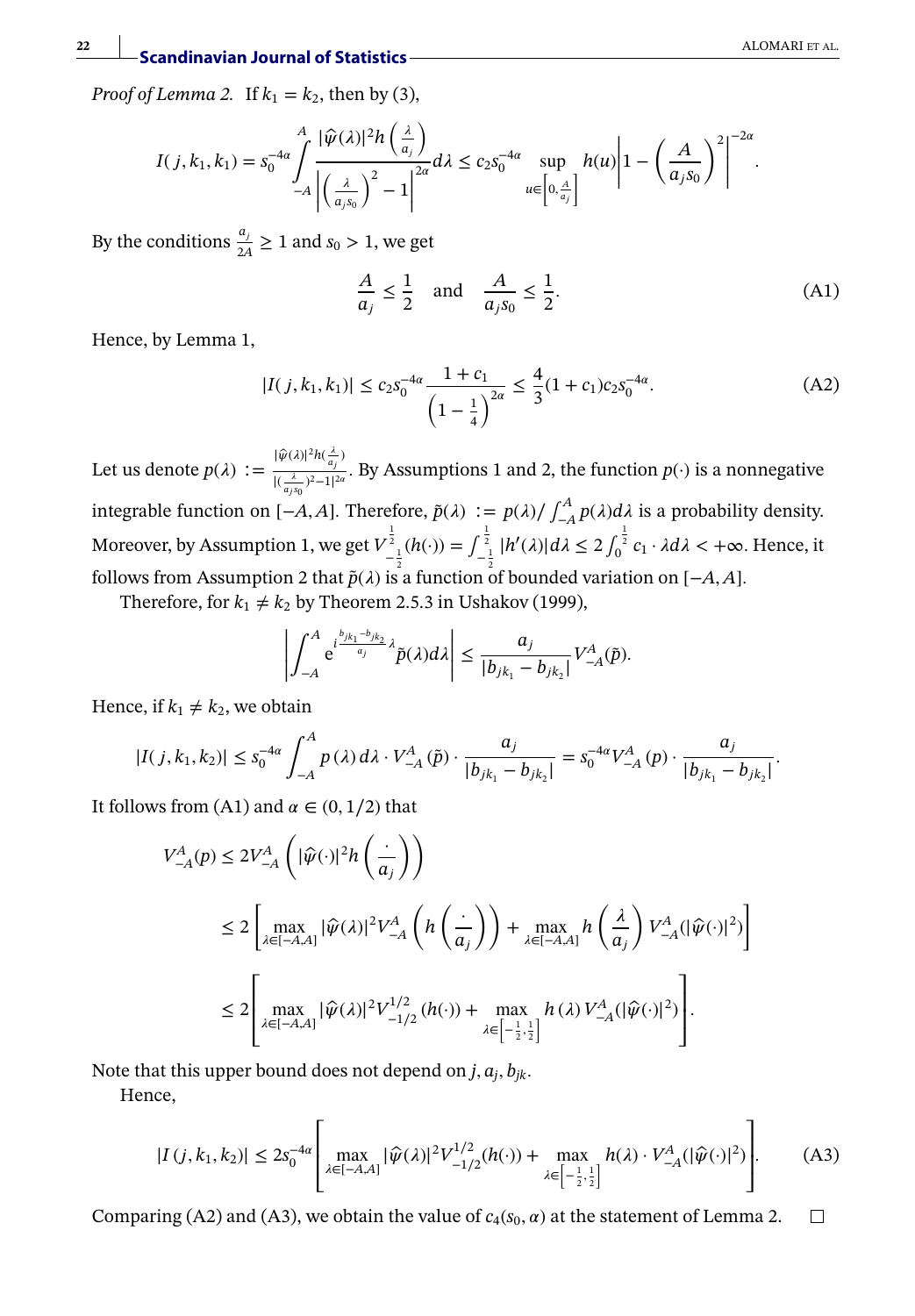*Proof of Lemma 2.* If $k_1 = k_2$, then by (3),

$$I(j,k_1,k_1) = s_0^{-4\alpha} \int_{-A}^{A} \frac{|\widehat{\psi}(\lambda)|^2 h\left(\frac{\lambda}{a_j}\right)}{\left|\left(\frac{\lambda}{a_j s_0}\right)^2 - 1\right|^{2\alpha}} d\lambda \le c_2 s_0^{-4\alpha} \sup_{u \in \left[0, \frac{A}{a_j}\right]} h(u) \left|1 - \left(\frac{A}{a_j s_0}\right)^2\right|^{-2\alpha}.$$

By the conditions $\frac{a_j}{2A} \ge 1$ and $s_0 > 1$, we get

$$\frac{A}{a_j} \le \frac{1}{2} \quad \text{and} \quad \frac{A}{a_j s_0} \le \frac{1}{2}. \tag{A1}$$

Hence, by Lemma 1,

$$|I(j,k_1,k_1)| \le c_2 s_0^{-4\alpha} \frac{1 + c_1}{\left(1 - \frac{1}{4}\right)^{2\alpha}} \le \frac{4}{3}(1 + c_1) c_2 s_0^{-4\alpha}. \tag{A2}$$

Let us denote $p(\lambda) := \frac{|\widehat{\psi}(\lambda)|^2 h(\frac{\lambda}{a_j})}{|(\frac{\lambda}{a_j s_0})^2 - 1|^{2\alpha}}$. By Assumptions 1 and 2, the function $p(\cdot)$ is a nonnegative integrable function on $[-A, A]$. Therefore, $\tilde{p}(\lambda) := p(\lambda) / \int_{-A}^{A} p(\lambda) d\lambda$ is a probability density. Moreover, by Assumption 1, we get $V_{-\frac{1}{2}}^{\frac{1}{2}}(h(\cdot)) = \int_{-\frac{1}{2}}^{\frac{1}{2}} |h'(\lambda)| d\lambda \le 2 \int_0^{\frac{1}{2}} c_1 \cdot \lambda d\lambda < +\infty$. Hence, it follows from Assumption 2 that $\tilde{p}(\lambda)$ is a function of bounded variation on $[-A, A]$.

Therefore, for $k_1 \ne k_2$ by Theorem 2.5.3 in Ushakov (1999),

$$\left| \int_{-A}^{A} e^{i \frac{b_{jk_1} - b_{jk_2}}{a_j} \lambda} \tilde{p}(\lambda) d\lambda \right| \le \frac{a_j}{|b_{jk_1} - b_{jk_2}|} V_{-A}^{A}(\tilde{p}).$$

Hence, if $k_1 \ne k_2$, we obtain

$$|I(j,k_1,k_2)| \le s_0^{-4\alpha} \int_{-A}^{A} p(\lambda) d\lambda \cdot V_{-A}^{A}(\tilde{p}) \cdot \frac{a_j}{|b_{jk_1} - b_{jk_2}|} = s_0^{-4\alpha} V_{-A}^{A}(p) \cdot \frac{a_j}{|b_{jk_1} - b_{jk_2}|}.$$

It follows from (A1) and $\alpha \in (0, 1/2)$ that

$$\begin{aligned}
V_{-A}^{A}(p) &\le 2 V_{-A}^{A}\left(|\widehat{\psi}(\cdot)|^2 h\left(\frac{\cdot}{a_j}\right)\right) \\
&\le 2\left[\max_{\lambda \in [-A,A]} |\widehat{\psi}(\lambda)|^2 V_{-A}^{A}\left(h\left(\frac{\cdot}{a_j}\right)\right) + \max_{\lambda \in [-A,A]} h\left(\frac{\lambda}{a_j}\right) V_{-A}^{A}(|\widehat{\psi}(\cdot)|^2)\right] \\
&\le 2\left[\max_{\lambda \in [-A,A]} |\widehat{\psi}(\lambda)|^2 V_{-1/2}^{1/2}(h(\cdot)) + \max_{\lambda \in \left[-\frac{1}{2}, \frac{1}{2}\right]} h(\lambda) V_{-A}^{A}(|\widehat{\psi}(\cdot)|^2)\right].
\end{aligned}$$

Note that this upper bound does not depend on $j, a_j, b_{jk}$.

Hence,

$$|I(j,k_1,k_2)| \le 2 s_0^{-4\alpha} \left[\max_{\lambda \in [-A,A]} |\widehat{\psi}(\lambda)|^2 V_{-1/2}^{1/2}(h(\cdot)) + \max_{\lambda \in \left[-\frac{1}{2}, \frac{1}{2}\right]} h(\lambda) \cdot V_{-A}^{A}(|\widehat{\psi}(\cdot)|^2)\right]. \tag{A3}$$

Comparing (A2) and (A3), we obtain the value of $c_4(s_0, \alpha)$ at the statement of Lemma 2. □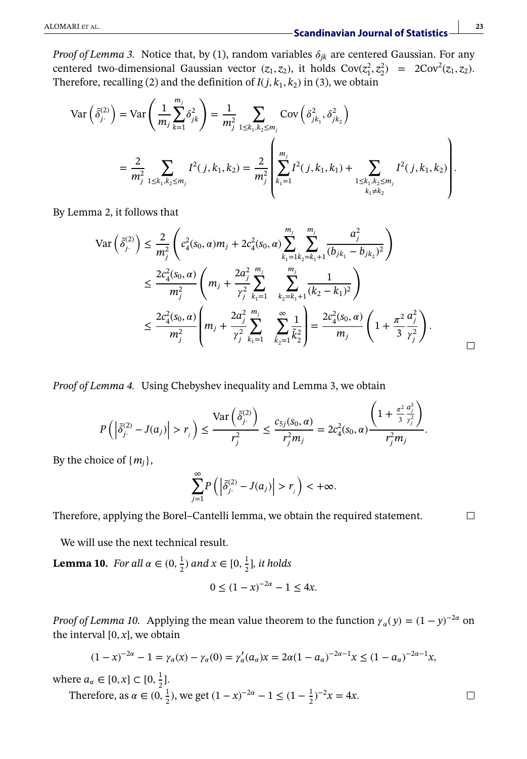*Proof of Lemma 3.* Notice that, by (1), random variables $\delta_{jk}$ are centered Gaussian. For any centered two-dimensional Gaussian vector $(z_1, z_2)$, it holds $\mathrm{Cov}(z_1^2, z_2^2) = 2\mathrm{Cov}^2(z_1, z_2)$. Therefore, recalling (2) and the definition of $I(j, k_1, k_2)$ in (3), we obtain

$$
\begin{aligned}
\mathrm{Var}\left(\bar{\delta}_{j\cdot}^{(2)}\right) &= \mathrm{Var}\left(\frac{1}{m_j}\sum_{k=1}^{m_j}\delta_{jk}^2\right) = \frac{1}{m_j^2}\sum_{1\le k_1,k_2\le m_j}\mathrm{Cov}\left(\delta_{jk_1}^2, \delta_{jk_2}^2\right) \\
&= \frac{2}{m_j^2}\sum_{1\le k_1,k_2\le m_j} I^2(j,k_1,k_2) = \frac{2}{m_j^2}\left(\sum_{k_1=1}^{m_j} I^2(j,k_1,k_1) + \sum_{\substack{1\le k_1,k_2\le m_j\\ k_1\ne k_2}} I^2(j,k_1,k_2)\right).
\end{aligned}
$$

By Lemma 2, it follows that

$$
\begin{aligned}
\mathrm{Var}\left(\bar{\delta}_{j\cdot}^{(2)}\right) &\le \frac{2}{m_j^2}\left(c_4^2(s_0,\alpha)m_j + 2c_4^2(s_0,\alpha)\sum_{k_1=1}^{m_j}\sum_{k_2=k_1+1}^{m_j}\frac{a_j^2}{(b_{jk_1}-b_{jk_2})^2}\right) \\
&\le \frac{2c_4^2(s_0,\alpha)}{m_j^2}\left(m_j + \frac{2a_j^2}{\gamma_j^2}\sum_{k_1=1}^{m_j}\sum_{k_2=k_1+1}^{m_j}\frac{1}{(k_2-k_1)^2}\right) \\
&\le \frac{2c_4^2(s_0,\alpha)}{m_j^2}\left(m_j + \frac{2a_j^2}{\gamma_j^2}\sum_{k_1=1}^{m_j}\sum_{\tilde{k}_2=1}^{\infty}\frac{1}{\tilde{k}_2^2}\right) = \frac{2c_4^2(s_0,\alpha)}{m_j}\left(1 + \frac{\pi^2}{3}\frac{a_j^2}{\gamma_j^2}\right).
\end{aligned}
$$

□

*Proof of Lemma 4.* Using Chebyshev inequality and Lemma 3, we obtain

$$
P\left(\left|\bar{\delta}_{j\cdot}^{(2)} - J(a_j)\right| > r_j\right) \le \frac{\mathrm{Var}\left(\bar{\delta}_{j\cdot}^{(2)}\right)}{r_j^2} \le \frac{c_{5j}(s_0,\alpha)}{r_j^2 m_j} = 2c_4^2(s_0,\alpha)\frac{\left(1 + \frac{\pi^2}{3}\frac{a_j^2}{\gamma_j^2}\right)}{r_j^2 m_j}.
$$

By the choice of $\{m_j\}$,

$$
\sum_{j=1}^{\infty} P\left(\left|\bar{\delta}_{j\cdot}^{(2)} - J(a_j)\right| > r_j\right) < +\infty.
$$

Therefore, applying the Borel–Cantelli lemma, we obtain the required statement. □

We will use the next technical result.

**Lemma 10.** *For all $\alpha \in (0, \frac{1}{2})$ and $x \in [0, \frac{1}{2}]$, it holds*

$$
0 \le (1-x)^{-2\alpha} - 1 \le 4x.
$$

*Proof of Lemma 10.* Applying the mean value theorem to the function $\gamma_\alpha(y) = (1-y)^{-2\alpha}$ on the interval $[0, x]$, we obtain

$$
(1-x)^{-2\alpha} - 1 = \gamma_\alpha(x) - \gamma_\alpha(0) = \gamma_\alpha'(a_\alpha)x = 2\alpha(1-a_\alpha)^{-2\alpha-1}x \le (1-a_\alpha)^{-2\alpha-1}x,
$$

where $a_\alpha \in [0, x] \subset [0, \frac{1}{2}]$.

Therefore, as $\alpha \in (0, \frac{1}{2})$, we get $(1-x)^{-2\alpha} - 1 \le (1-\frac{1}{2})^{-2}x = 4x$. □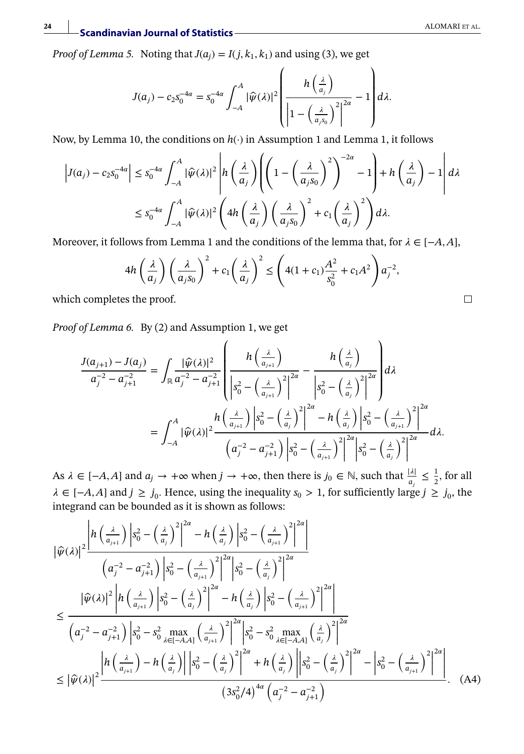*Proof of Lemma 5.* Noting that $J(a_j) = I(j, k_1, k_1)$ and using (3), we get

$$J(a_j) - c_2 s_0^{-4\alpha} = s_0^{-4\alpha} \int_{-A}^{A} |\hat{\psi}(\lambda)|^2 \left( \frac{h\left(\frac{\lambda}{a_j}\right)}{\left|1 - \left(\frac{\lambda}{a_j s_0}\right)^2\right|^{2\alpha}} - 1 \right) d\lambda.$$

Now, by Lemma 10, the conditions on $h(\cdot)$ in Assumption 1 and Lemma 1, it follows

$$\begin{aligned}
\left|J(a_j) - c_2 s_0^{-4\alpha}\right| &\leq s_0^{-4\alpha} \int_{-A}^{A} |\hat{\psi}(\lambda)|^2 \left| h\left(\frac{\lambda}{a_j}\right) \left( \left(1 - \left(\frac{\lambda}{a_j s_0}\right)^2\right)^{-2\alpha} - 1 \right) + h\left(\frac{\lambda}{a_j}\right) - 1 \right| d\lambda \\
&\leq s_0^{-4\alpha} \int_{-A}^{A} |\hat{\psi}(\lambda)|^2 \left( 4h\left(\frac{\lambda}{a_j}\right) \left(\frac{\lambda}{a_j s_0}\right)^2 + c_1 \left(\frac{\lambda}{a_j}\right)^2 \right) d\lambda.
\end{aligned}$$

Moreover, it follows from Lemma 1 and the conditions of the lemma that, for $\lambda \in [-A, A]$,

$$4h\left(\frac{\lambda}{a_j}\right) \left(\frac{\lambda}{a_j s_0}\right)^2 + c_1 \left(\frac{\lambda}{a_j}\right)^2 \leq \left( 4(1 + c_1)\frac{A^2}{s_0^2} + c_1 A^2 \right) a_j^{-2},$$

which completes the proof. □

*Proof of Lemma 6.* By (2) and Assumption 1, we get

$$\begin{aligned}
\frac{J(a_{j+1}) - J(a_j)}{a_j^{-2} - a_{j+1}^{-2}} &= \int_{\mathbb{R}} \frac{|\hat{\psi}(\lambda)|^2}{a_j^{-2} - a_{j+1}^{-2}} \left( \frac{h\left(\frac{\lambda}{a_{j+1}}\right)}{\left|s_0^2 - \left(\frac{\lambda}{a_{j+1}}\right)^2\right|^{2\alpha}} - \frac{h\left(\frac{\lambda}{a_j}\right)}{\left|s_0^2 - \left(\frac{\lambda}{a_j}\right)^2\right|^{2\alpha}} \right) d\lambda \\
&= \int_{-A}^{A} |\hat{\psi}(\lambda)|^2 \frac{h\left(\frac{\lambda}{a_{j+1}}\right) \left|s_0^2 - \left(\frac{\lambda}{a_j}\right)^2\right|^{2\alpha} - h\left(\frac{\lambda}{a_j}\right) \left|s_0^2 - \left(\frac{\lambda}{a_{j+1}}\right)^2\right|^{2\alpha}}{\left(a_j^{-2} - a_{j+1}^{-2}\right) \left|s_0^2 - \left(\frac{\lambda}{a_{j+1}}\right)^2\right|^{2\alpha} \left|s_0^2 - \left(\frac{\lambda}{a_j}\right)^2\right|^{2\alpha}} d\lambda.
\end{aligned}$$

As $\lambda \in [-A, A]$ and $a_j \to +\infty$ when $j \to +\infty$, then there is $j_0 \in \mathbb{N}$, such that $\frac{|\lambda|}{a_j} \leq \frac{1}{2}$, for all $\lambda \in [-A, A]$ and $j \geq j_0$. Hence, using the inequality $s_0 > 1$, for sufficiently large $j \geq j_0$, the integrand can be bounded as it is shown as follows:

$$\begin{aligned}
&\left|\hat{\psi}(\lambda)\right|^2 \frac{\left| h\left(\frac{\lambda}{a_{j+1}}\right) \left|s_0^2 - \left(\frac{\lambda}{a_j}\right)^2\right|^{2\alpha} - h\left(\frac{\lambda}{a_j}\right) \left|s_0^2 - \left(\frac{\lambda}{a_{j+1}}\right)^2\right|^{2\alpha} \right|}{\left(a_j^{-2} - a_{j+1}^{-2}\right) \left|s_0^2 - \left(\frac{\lambda}{a_{j+1}}\right)^2\right|^{2\alpha} \left|s_0^2 - \left(\frac{\lambda}{a_j}\right)^2\right|^{2\alpha}} \\
&\leq \frac{\left|\hat{\psi}(\lambda)\right|^2 \left| h\left(\frac{\lambda}{a_{j+1}}\right) \left|s_0^2 - \left(\frac{\lambda}{a_j}\right)^2\right|^{2\alpha} - h\left(\frac{\lambda}{a_j}\right) \left|s_0^2 - \left(\frac{\lambda}{a_{j+1}}\right)^2\right|^{2\alpha} \right|}{\left(a_j^{-2} - a_{j+1}^{-2}\right) \left|s_0^2 - s_0^2 \max\limits_{\lambda \in [-A, A]} \left(\frac{\lambda}{a_{j+1}}\right)^2\right|^{2\alpha} \left|s_0^2 - s_0^2 \max\limits_{\lambda \in [-A, A]} \left(\frac{\lambda}{a_j}\right)^2\right|^{2\alpha}} \\
&\leq \left|\hat{\psi}(\lambda)\right|^2 \frac{\left| h\left(\frac{\lambda}{a_{j+1}}\right) - h\left(\frac{\lambda}{a_j}\right) \right| \left|s_0^2 - \left(\frac{\lambda}{a_j}\right)^2\right|^{2\alpha} + h\left(\frac{\lambda}{a_j}\right) \left| \left|s_0^2 - \left(\frac{\lambda}{a_j}\right)^2\right|^{2\alpha} - \left|s_0^2 - \left(\frac{\lambda}{a_{j+1}}\right)^2\right|^{2\alpha} \right|}{\left(3s_0^2/4\right)^{4\alpha} \left(a_j^{-2} - a_{j+1}^{-2}\right)}. \quad \text{(A4)}
\end{aligned}$$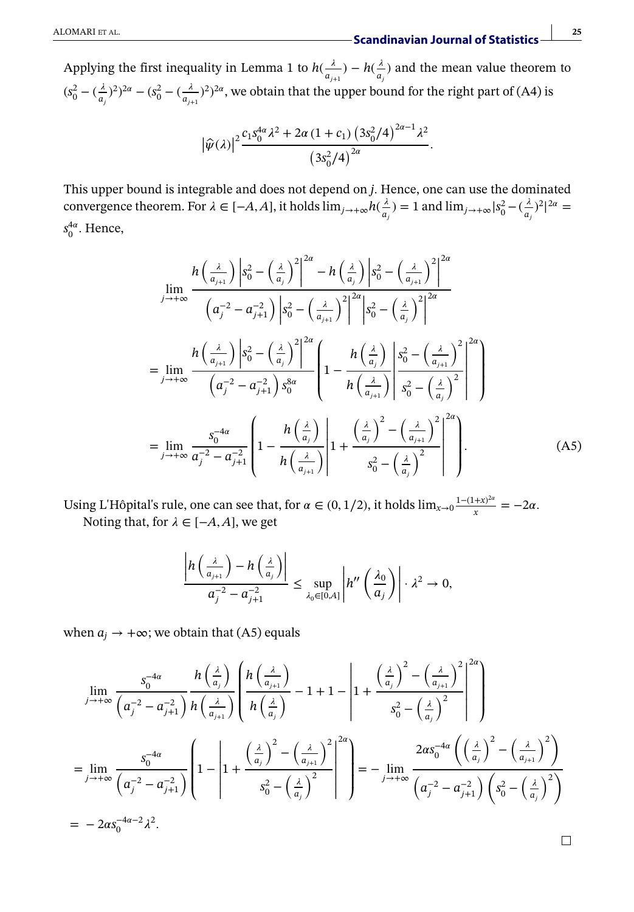Applying the first inequality in Lemma 1 to $h(\frac{\lambda}{a_{j+1}}) - h(\frac{\lambda}{a_j})$ and the mean value theorem to $(s_0^2 - (\frac{\lambda}{a_j})^2)^{2\alpha} - (s_0^2 - (\frac{\lambda}{a_{j+1}})^2)^{2\alpha}$, we obtain that the upper bound for the right part of (A4) is

$$
\left|\hat{\psi}(\lambda)\right|^2 \frac{c_1 s_0^{4\alpha} \lambda^2 + 2\alpha(1+c_1)\left(3s_0^2/4\right)^{2\alpha-1}\lambda^2}{\left(3s_0^2/4\right)^{2\alpha}}.
$$

This upper bound is integrable and does not depend on $j$. Hence, one can use the dominated convergence theorem. For $\lambda \in [-A, A]$, it holds $\lim_{j\to+\infty} h(\frac{\lambda}{a_j}) = 1$ and $\lim_{j\to+\infty} |s_0^2 - (\frac{\lambda}{a_j})^2|^{2\alpha} = s_0^{4\alpha}$. Hence,

$$
\begin{aligned}
&\lim_{j\to+\infty} \frac{h\left(\frac{\lambda}{a_{j+1}}\right)\left|s_0^2 - \left(\frac{\lambda}{a_j}\right)^2\right|^{2\alpha} - h\left(\frac{\lambda}{a_j}\right)\left|s_0^2 - \left(\frac{\lambda}{a_{j+1}}\right)^2\right|^{2\alpha}}{\left(a_j^{-2} - a_{j+1}^{-2}\right)\left|s_0^2 - \left(\frac{\lambda}{a_{j+1}}\right)^2\right|^{2\alpha}\left|s_0^2 - \left(\frac{\lambda}{a_j}\right)^2\right|^{2\alpha}} \\
&= \lim_{j\to+\infty} \frac{h\left(\frac{\lambda}{a_{j+1}}\right)\left|s_0^2 - \left(\frac{\lambda}{a_j}\right)^2\right|^{2\alpha}}{\left(a_j^{-2} - a_{j+1}^{-2}\right)s_0^{8\alpha}}\left(1 - \frac{h\left(\frac{\lambda}{a_j}\right)}{h\left(\frac{\lambda}{a_{j+1}}\right)}\left|\frac{s_0^2 - \left(\frac{\lambda}{a_{j+1}}\right)^2}{s_0^2 - \left(\frac{\lambda}{a_j}\right)^2}\right|^{2\alpha}\right) \\
&= \lim_{j\to+\infty} \frac{s_0^{-4\alpha}}{a_j^{-2} - a_{j+1}^{-2}}\left(1 - \frac{h\left(\frac{\lambda}{a_j}\right)}{h\left(\frac{\lambda}{a_{j+1}}\right)}\left|1 + \frac{\left(\frac{\lambda}{a_j}\right)^2 - \left(\frac{\lambda}{a_{j+1}}\right)^2}{s_0^2 - \left(\frac{\lambda}{a_j}\right)^2}\right|^{2\alpha}\right).
\end{aligned}
\tag{A5}
$$

Using L'Hôpital's rule, one can see that, for $\alpha \in (0, 1/2)$, it holds $\lim_{x\to 0} \frac{1-(1+x)^{2\alpha}}{x} = -2\alpha$.

Noting that, for $\lambda \in [-A, A]$, we get

$$
\frac{\left|h\left(\frac{\lambda}{a_{j+1}}\right) - h\left(\frac{\lambda}{a_j}\right)\right|}{a_j^{-2} - a_{j+1}^{-2}} \le \sup_{\lambda_0 \in [0,A]} \left|h''\left(\frac{\lambda_0}{a_j}\right)\right| \cdot \lambda^2 \to 0,
$$

when $a_j \to +\infty$; we obtain that (A5) equals

$$
\begin{aligned}
&\lim_{j\to+\infty} \frac{s_0^{-4\alpha}}{\left(a_j^{-2} - a_{j+1}^{-2}\right)} \frac{h\left(\frac{\lambda}{a_j}\right)}{h\left(\frac{\lambda}{a_{j+1}}\right)}\left(\frac{h\left(\frac{\lambda}{a_{j+1}}\right)}{h\left(\frac{\lambda}{a_j}\right)} - 1 + 1 - \left|1 + \frac{\left(\frac{\lambda}{a_j}\right)^2 - \left(\frac{\lambda}{a_{j+1}}\right)^2}{s_0^2 - \left(\frac{\lambda}{a_j}\right)^2}\right|^{2\alpha}\right) \\
&= \lim_{j\to+\infty} \frac{s_0^{-4\alpha}}{\left(a_j^{-2} - a_{j+1}^{-2}\right)}\left(1 - \left|1 + \frac{\left(\frac{\lambda}{a_j}\right)^2 - \left(\frac{\lambda}{a_{j+1}}\right)^2}{s_0^2 - \left(\frac{\lambda}{a_j}\right)^2}\right|^{2\alpha}\right) = -\lim_{j\to+\infty} \frac{2\alpha s_0^{-4\alpha}\left(\left(\frac{\lambda}{a_j}\right)^2 - \left(\frac{\lambda}{a_{j+1}}\right)^2\right)}{\left(a_j^{-2} - a_{j+1}^{-2}\right)\left(s_0^2 - \left(\frac{\lambda}{a_j}\right)^2\right)} \\
&= -2\alpha s_0^{-4\alpha-2}\lambda^2.
\end{aligned}
$$

□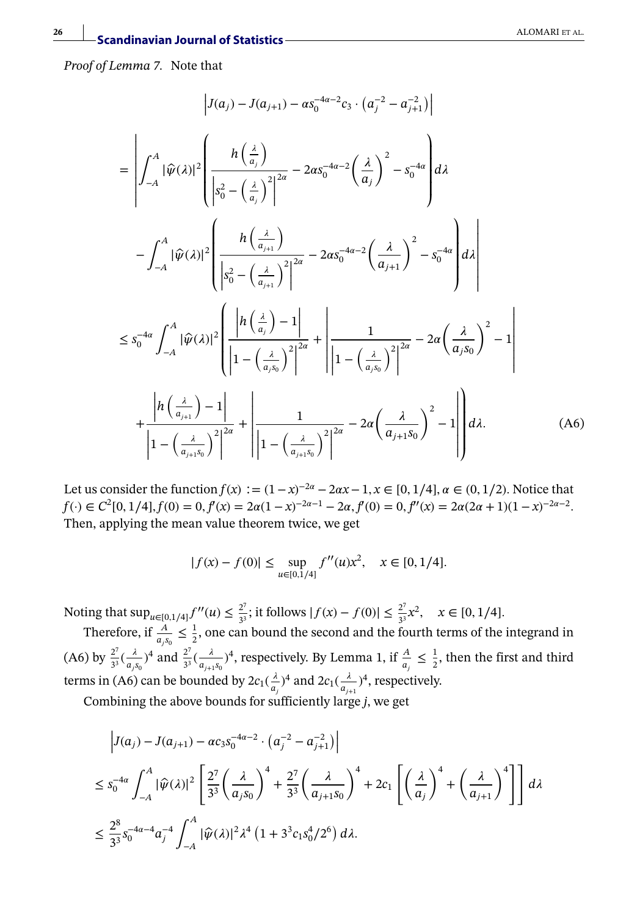*Proof of Lemma 7.* Note that

$$
\begin{aligned}
&\left| J(a_j) - J(a_{j+1}) - \alpha s_0^{-4\alpha-2} c_3 \cdot \left(a_j^{-2} - a_{j+1}^{-2}\right) \right| \\
&= \left| \int_{-A}^{A} |\hat{\psi}(\lambda)|^2 \left( \frac{h\left(\frac{\lambda}{a_j}\right)}{\left| s_0^2 - \left(\frac{\lambda}{a_j}\right)^2 \right|^{2\alpha}} - 2\alpha s_0^{-4\alpha-2} \left(\frac{\lambda}{a_j}\right)^2 - s_0^{-4\alpha} \right) d\lambda \right. \\
&\quad \left. - \int_{-A}^{A} |\hat{\psi}(\lambda)|^2 \left( \frac{h\left(\frac{\lambda}{a_{j+1}}\right)}{\left| s_0^2 - \left(\frac{\lambda}{a_{j+1}}\right)^2 \right|^{2\alpha}} - 2\alpha s_0^{-4\alpha-2} \left(\frac{\lambda}{a_{j+1}}\right)^2 - s_0^{-4\alpha} \right) d\lambda \right| \\
&\leq s_0^{-4\alpha} \int_{-A}^{A} |\hat{\psi}(\lambda)|^2 \left( \frac{\left| h\left(\frac{\lambda}{a_j}\right) - 1 \right|}{\left| 1 - \left(\frac{\lambda}{a_j s_0}\right)^2 \right|^{2\alpha}} + \left| \frac{1}{\left| 1 - \left(\frac{\lambda}{a_j s_0}\right)^2 \right|^{2\alpha}} - 2\alpha \left(\frac{\lambda}{a_j s_0}\right)^2 - 1 \right| \right. \\
&\quad \left. + \frac{\left| h\left(\frac{\lambda}{a_{j+1}}\right) - 1 \right|}{\left| 1 - \left(\frac{\lambda}{a_{j+1} s_0}\right)^2 \right|^{2\alpha}} + \left| \frac{1}{\left| 1 - \left(\frac{\lambda}{a_{j+1} s_0}\right)^2 \right|^{2\alpha}} - 2\alpha \left(\frac{\lambda}{a_{j+1} s_0}\right)^2 - 1 \right| \right) d\lambda. \qquad \text{(A6)}
\end{aligned}
$$

Let us consider the function $f(x) := (1-x)^{-2\alpha} - 2\alpha x - 1, x \in [0, 1/4], \alpha \in (0, 1/2)$. Notice that $f(\cdot) \in C^2[0, 1/4], f(0) = 0, f'(x) = 2\alpha(1-x)^{-2\alpha-1} - 2\alpha, f'(0) = 0, f''(x) = 2\alpha(2\alpha+1)(1-x)^{-2\alpha-2}$. Then, applying the mean value theorem twice, we get

$$
|f(x) - f(0)| \leq \sup_{u \in [0,1/4]} f''(u) x^2, \quad x \in [0, 1/4].
$$

Noting that $\sup_{u \in [0,1/4]} f''(u) \leq \frac{2^7}{3^3}$; it follows $|f(x) - f(0)| \leq \frac{2^7}{3^3} x^2, \quad x \in [0, 1/4]$.

Therefore, if $\frac{A}{a_j s_0} \leq \frac{1}{2}$, one can bound the second and the fourth terms of the integrand in (A6) by $\frac{2^7}{3^3}(\frac{\lambda}{a_j s_0})^4$ and $\frac{2^7}{3^3}(\frac{\lambda}{a_{j+1} s_0})^4$, respectively. By Lemma 1, if $\frac{A}{a_j} \leq \frac{1}{2}$, then the first and third terms in (A6) can be bounded by $2c_1(\frac{\lambda}{a_j})^4$ and $2c_1(\frac{\lambda}{a_{j+1}})^4$, respectively.

Combining the above bounds for sufficiently large $j$, we get

$$
\begin{aligned}
&\left| J(a_j) - J(a_{j+1}) - \alpha c_3 s_0^{-4\alpha-2} \cdot \left(a_j^{-2} - a_{j+1}^{-2}\right) \right| \\
&\leq s_0^{-4\alpha} \int_{-A}^{A} |\hat{\psi}(\lambda)|^2 \left[ \frac{2^7}{3^3} \left(\frac{\lambda}{a_j s_0}\right)^4 + \frac{2^7}{3^3} \left(\frac{\lambda}{a_{j+1} s_0}\right)^4 + 2c_1 \left[ \left(\frac{\lambda}{a_j}\right)^4 + \left(\frac{\lambda}{a_{j+1}}\right)^4 \right] \right] d\lambda \\
&\leq \frac{2^8}{3^3} s_0^{-4\alpha-4} a_j^{-4} \int_{-A}^{A} |\hat{\psi}(\lambda)|^2 \lambda^4 \left(1 + 3^3 c_1 s_0^4 / 2^6\right) d\lambda.
\end{aligned}
$$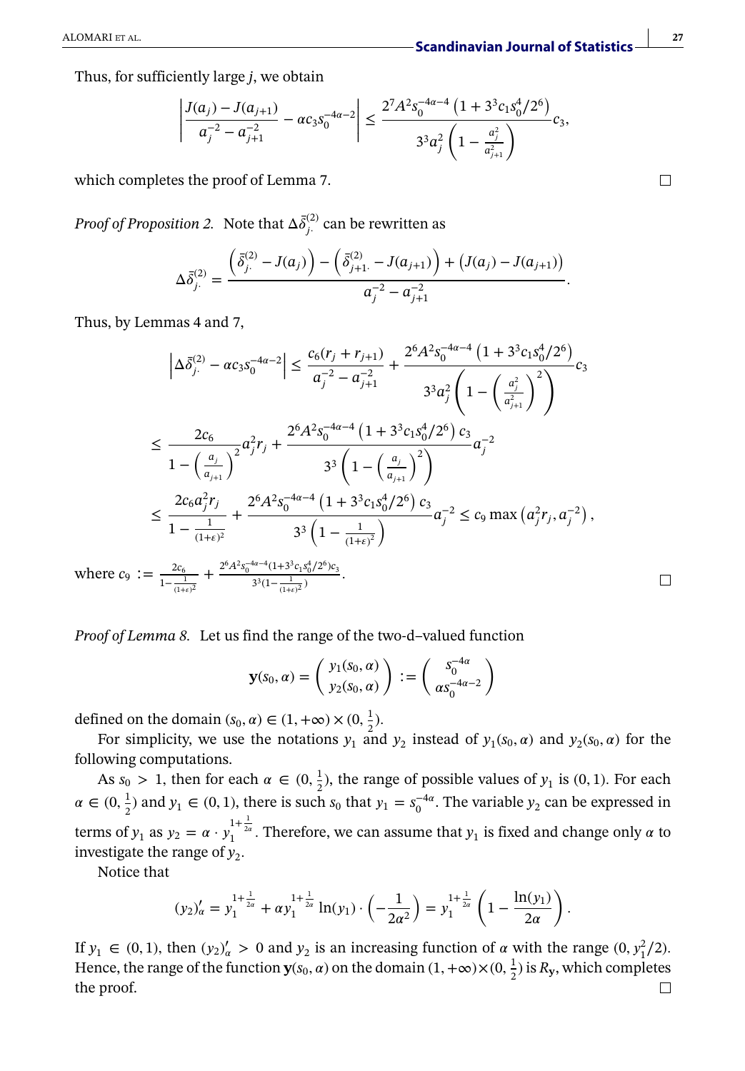Thus, for sufficiently large $j$, we obtain

$$\left| \frac{J(a_j) - J(a_{j+1})}{a_j^{-2} - a_{j+1}^{-2}} - \alpha c_3 s_0^{-4\alpha-2} \right| \leq \frac{2^7 A^2 s_0^{-4\alpha-4} \left(1 + 3^3 c_1 s_0^4 / 2^6\right)}{3^3 a_j^2 \left(1 - \frac{a_j^2}{a_{j+1}^2}\right)} c_3,$$

which completes the proof of Lemma 7. □

*Proof of Proposition 2.* Note that $\Delta\bar{\delta}_{j\cdot}^{(2)}$ can be rewritten as

$$\Delta\bar{\delta}_{j\cdot}^{(2)} = \frac{\left(\bar{\delta}_{j\cdot}^{(2)} - J(a_j)\right) - \left(\bar{\delta}_{j+1\cdot}^{(2)} - J(a_{j+1})\right) + \left(J(a_j) - J(a_{j+1})\right)}{a_j^{-2} - a_{j+1}^{-2}}.$$

Thus, by Lemmas 4 and 7,

$$\left| \Delta\bar{\delta}_{j\cdot}^{(2)} - \alpha c_3 s_0^{-4\alpha-2} \right| \leq \frac{c_6 (r_j + r_{j+1})}{a_j^{-2} - a_{j+1}^{-2}} + \frac{2^6 A^2 s_0^{-4\alpha-4} \left(1 + 3^3 c_1 s_0^4 / 2^6\right)}{3^3 a_j^2 \left(1 - \left(\frac{a_j^2}{a_{j+1}^2}\right)^2\right)} c_3$$

$$\leq \frac{2c_6}{1 - \left(\frac{a_j}{a_{j+1}}\right)^2} a_j^2 r_j + \frac{2^6 A^2 s_0^{-4\alpha-4} \left(1 + 3^3 c_1 s_0^4 / 2^6\right) c_3}{3^3 \left(1 - \left(\frac{a_j}{a_{j+1}}\right)^2\right)} a_j^{-2}$$

$$\leq \frac{2c_6 a_j^2 r_j}{1 - \frac{1}{(1+\varepsilon)^2}} + \frac{2^6 A^2 s_0^{-4\alpha-4} \left(1 + 3^3 c_1 s_0^4 / 2^6\right) c_3}{3^3 \left(1 - \frac{1}{(1+\varepsilon)^2}\right)} a_j^{-2} \leq c_9 \max\left(a_j^2 r_j, a_j^{-2}\right),$$

where $c_9 := \frac{2c_6}{1 - \frac{1}{(1+\varepsilon)^2}} + \frac{2^6 A^2 s_0^{-4\alpha-4} (1 + 3^3 c_1 s_0^4 / 2^6) c_3}{3^3 (1 - \frac{1}{(1+\varepsilon)^2})}$. □

*Proof of Lemma 8.* Let us find the range of the two-d–valued function

$$\mathbf{y}(s_0, \alpha) = \begin{pmatrix} y_1(s_0, \alpha) \\ y_2(s_0, \alpha) \end{pmatrix} := \begin{pmatrix} s_0^{-4\alpha} \\ \alpha s_0^{-4\alpha-2} \end{pmatrix}$$

defined on the domain $(s_0, \alpha) \in (1, +\infty) \times (0, \frac{1}{2})$.

For simplicity, we use the notations $y_1$ and $y_2$ instead of $y_1(s_0, \alpha)$ and $y_2(s_0, \alpha)$ for the following computations.

As $s_0 > 1$, then for each $\alpha \in (0, \frac{1}{2})$, the range of possible values of $y_1$ is $(0, 1)$. For each $\alpha \in (0, \frac{1}{2})$ and $y_1 \in (0, 1)$, there is such $s_0$ that $y_1 = s_0^{-4\alpha}$. The variable $y_2$ can be expressed in terms of $y_1$ as $y_2 = \alpha \cdot y_1^{1+\frac{1}{2\alpha}}$. Therefore, we can assume that $y_1$ is fixed and change only $\alpha$ to investigate the range of $y_2$.

Notice that

$$(y_2)'_\alpha = y_1^{1+\frac{1}{2\alpha}} + \alpha y_1^{1+\frac{1}{2\alpha}} \ln(y_1) \cdot \left(-\frac{1}{2\alpha^2}\right) = y_1^{1+\frac{1}{2\alpha}} \left(1 - \frac{\ln(y_1)}{2\alpha}\right).$$

If $y_1 \in (0, 1)$, then $(y_2)'_\alpha > 0$ and $y_2$ is an increasing function of $\alpha$ with the range $(0, y_1^2/2)$. Hence, the range of the function $\mathbf{y}(s_0, \alpha)$ on the domain $(1, +\infty) \times (0, \frac{1}{2})$ is $R_{\mathbf{y}}$, which completes the proof. □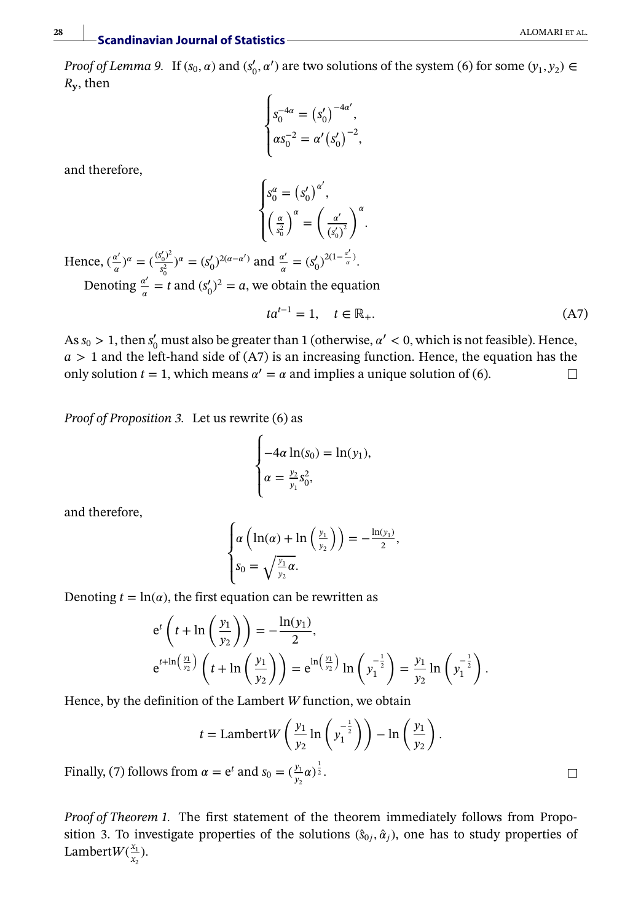*Proof of Lemma 9.* If $(s_0, \alpha)$ and $(s_0', \alpha')$ are two solutions of the system (6) for some $(y_1, y_2) \in R_{\mathbf{y}}$, then

$$
\begin{cases}
s_0^{-4\alpha} = \left(s_0'\right)^{-4\alpha'}, \\
\alpha s_0^{-2} = \alpha' \left(s_0'\right)^{-2},
\end{cases}
$$

and therefore,

$$
\begin{cases}
s_0^{\alpha} = \left(s_0'\right)^{\alpha'}, \\
\left(\frac{\alpha}{s_0^2}\right)^{\alpha} = \left(\frac{\alpha'}{\left(s_0'\right)^2}\right)^{\alpha}.
\end{cases}
$$

Hence, $(\frac{\alpha'}{\alpha})^{\alpha} = (\frac{(s_0')^2}{s_0^2})^{\alpha} = (s_0')^{2(\alpha-\alpha')}$ and $\frac{\alpha'}{\alpha} = (s_0')^{2(1-\frac{\alpha'}{\alpha})}$.

Denoting $\frac{\alpha'}{\alpha} = t$ and $(s_0')^2 = a$, we obtain the equation

$$
ta^{t-1} = 1, \quad t \in \mathbb{R}_+. \tag{A7}
$$

As $s_0 > 1$, then $s_0'$ must also be greater than 1 (otherwise, $\alpha' < 0$, which is not feasible). Hence, $a > 1$ and the left-hand side of (A7) is an increasing function. Hence, the equation has the only solution $t = 1$, which means $\alpha' = \alpha$ and implies a unique solution of (6). □

*Proof of Proposition 3.* Let us rewrite (6) as

$$
\begin{cases}
-4\alpha \ln(s_0) = \ln(y_1), \\
\alpha = \frac{y_2}{y_1} s_0^2,
\end{cases}
$$

and therefore,

$$
\begin{cases}
\alpha \left(\ln(\alpha) + \ln\left(\frac{y_1}{y_2}\right)\right) = -\frac{\ln(y_1)}{2}, \\
s_0 = \sqrt{\frac{y_1}{y_2}\alpha}.
\end{cases}
$$

Denoting $t = \ln(\alpha)$, the first equation can be rewritten as

$$
\mathrm{e}^{t}\left(t + \ln\left(\frac{y_1}{y_2}\right)\right) = -\frac{\ln(y_1)}{2},
$$

$$
\mathrm{e}^{t+\ln\left(\frac{y_1}{y_2}\right)}\left(t + \ln\left(\frac{y_1}{y_2}\right)\right) = \mathrm{e}^{\ln\left(\frac{y_1}{y_2}\right)} \ln\left(y_1^{-\frac{1}{2}}\right) = \frac{y_1}{y_2} \ln\left(y_1^{-\frac{1}{2}}\right).
$$

Hence, by the definition of the Lambert $W$ function, we obtain

$$
t = \mathrm{Lambert}W\left(\frac{y_1}{y_2} \ln\left(y_1^{-\frac{1}{2}}\right)\right) - \ln\left(\frac{y_1}{y_2}\right).
$$

Finally, (7) follows from $\alpha = \mathrm{e}^t$ and $s_0 = (\frac{y_1}{y_2}\alpha)^{\frac{1}{2}}$. □

*Proof of Theorem 1.* The first statement of the theorem immediately follows from Proposition 3. To investigate properties of the solutions $(\hat{s}_{0j}, \hat{\alpha}_j)$, one has to study properties of $\mathrm{Lambert}W(\frac{x_1}{x_2})$.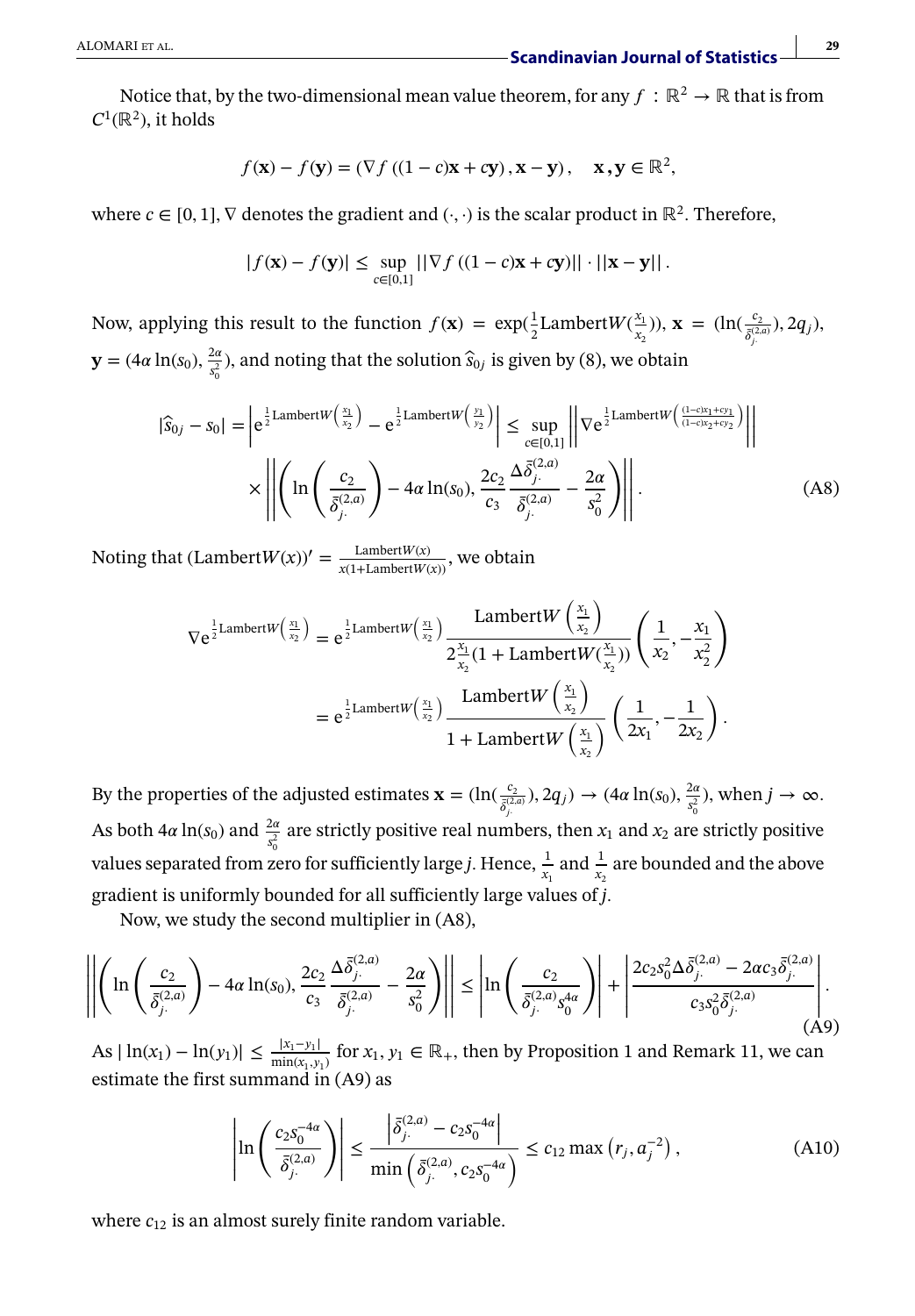Notice that, by the two-dimensional mean value theorem, for any $f : \mathbb{R}^2 \to \mathbb{R}$ that is from $C^1(\mathbb{R}^2)$, it holds

$$f(\mathbf{x}) - f(\mathbf{y}) = \left(\nabla f\left((1-c)\mathbf{x} + c\mathbf{y}\right), \mathbf{x} - \mathbf{y}\right), \quad \mathbf{x}, \mathbf{y} \in \mathbb{R}^2,$$

where $c \in [0,1]$, $\nabla$ denotes the gradient and $(\cdot,\cdot)$ is the scalar product in $\mathbb{R}^2$. Therefore,

$$|f(\mathbf{x}) - f(\mathbf{y})| \leq \sup_{c\in[0,1]} ||\nabla f\left((1-c)\mathbf{x} + c\mathbf{y}\right)|| \cdot ||\mathbf{x} - \mathbf{y}|| .$$

Now, applying this result to the function $f(\mathbf{x}) = \exp(\frac{1}{2}\mathrm{Lambert}W(\frac{x_1}{x_2}))$, $\mathbf{x} = (\ln(\frac{c_2}{\bar{\delta}_{j\cdot}^{(2,a)}}), 2q_j)$, $\mathbf{y} = (4\alpha\ln(s_0), \frac{2\alpha}{s_0^2})$, and noting that the solution $\hat{s}_{0j}$ is given by (8), we obtain

$$\begin{aligned}
|\hat{s}_{0j} - s_0| = \left| e^{\frac{1}{2}\mathrm{Lambert}W\left(\frac{x_1}{x_2}\right)} - e^{\frac{1}{2}\mathrm{Lambert}W\left(\frac{y_1}{y_2}\right)} \right| &\leq \sup_{c\in[0,1]} \left|\left| \nabla e^{\frac{1}{2}\mathrm{Lambert}W\left(\frac{(1-c)x_1+cy_1}{(1-c)x_2+cy_2}\right)} \right|\right| \\
&\times \left|\left| \left( \ln\left(\frac{c_2}{\bar{\delta}_{j\cdot}^{(2,a)}}\right) - 4\alpha\ln(s_0), \frac{2c_2}{c_3}\frac{\Delta\bar{\delta}_{j\cdot}^{(2,a)}}{\bar{\delta}_{j\cdot}^{(2,a)}} - \frac{2\alpha}{s_0^2} \right) \right|\right| .
\end{aligned} \tag{A8}$$

Noting that $(\mathrm{Lambert}W(x))' = \frac{\mathrm{Lambert}W(x)}{x(1+\mathrm{Lambert}W(x))}$, we obtain

$$\begin{aligned}
\nabla e^{\frac{1}{2}\mathrm{Lambert}W\left(\frac{x_1}{x_2}\right)} &= e^{\frac{1}{2}\mathrm{Lambert}W\left(\frac{x_1}{x_2}\right)} \frac{\mathrm{Lambert}W\left(\frac{x_1}{x_2}\right)}{2\frac{x_1}{x_2}(1+\mathrm{Lambert}W(\frac{x_1}{x_2}))} \left(\frac{1}{x_2}, -\frac{x_1}{x_2^2}\right) \\
&= e^{\frac{1}{2}\mathrm{Lambert}W\left(\frac{x_1}{x_2}\right)} \frac{\mathrm{Lambert}W\left(\frac{x_1}{x_2}\right)}{1+\mathrm{Lambert}W\left(\frac{x_1}{x_2}\right)} \left(\frac{1}{2x_1}, -\frac{1}{2x_2}\right).
\end{aligned}$$

By the properties of the adjusted estimates $\mathbf{x} = (\ln(\frac{c_2}{\bar{\delta}_{j\cdot}^{(2,a)}}), 2q_j) \to (4\alpha\ln(s_0), \frac{2\alpha}{s_0^2})$, when $j \to \infty$. As both $4\alpha\ln(s_0)$ and $\frac{2\alpha}{s_0^2}$ are strictly positive real numbers, then $x_1$ and $x_2$ are strictly positive values separated from zero for sufficiently large $j$. Hence, $\frac{1}{x_1}$ and $\frac{1}{x_2}$ are bounded and the above gradient is uniformly bounded for all sufficiently large values of $j$.

Now, we study the second multiplier in (A8),

$$\left|\left| \left( \ln\left(\frac{c_2}{\bar{\delta}_{j\cdot}^{(2,a)}}\right) - 4\alpha\ln(s_0), \frac{2c_2}{c_3}\frac{\Delta\bar{\delta}_{j\cdot}^{(2,a)}}{\bar{\delta}_{j\cdot}^{(2,a)}} - \frac{2\alpha}{s_0^2} \right) \right|\right| \leq \left| \ln\left(\frac{c_2}{\bar{\delta}_{j\cdot}^{(2,a)} s_0^{4\alpha}}\right) \right| + \left| \frac{2c_2 s_0^2 \Delta\bar{\delta}_{j\cdot}^{(2,a)} - 2\alpha c_3 \bar{\delta}_{j\cdot}^{(2,a)}}{c_3 s_0^2 \bar{\delta}_{j\cdot}^{(2,a)}} \right| . \tag{A9}$$

As $|\ln(x_1) - \ln(y_1)| \leq \frac{|x_1 - y_1|}{\min(x_1, y_1)}$ for $x_1, y_1 \in \mathbb{R}_+$, then by Proposition 1 and Remark 11, we can estimate the first summand in (A9) as

$$\left| \ln\left(\frac{c_2 s_0^{-4\alpha}}{\bar{\delta}_{j\cdot}^{(2,a)}}\right) \right| \leq \frac{\left|\bar{\delta}_{j\cdot}^{(2,a)} - c_2 s_0^{-4\alpha}\right|}{\min\left(\bar{\delta}_{j\cdot}^{(2,a)}, c_2 s_0^{-4\alpha}\right)} \leq c_{12} \max\left(r_j, a_j^{-2}\right), \tag{A10}$$

where $c_{12}$ is an almost surely finite random variable.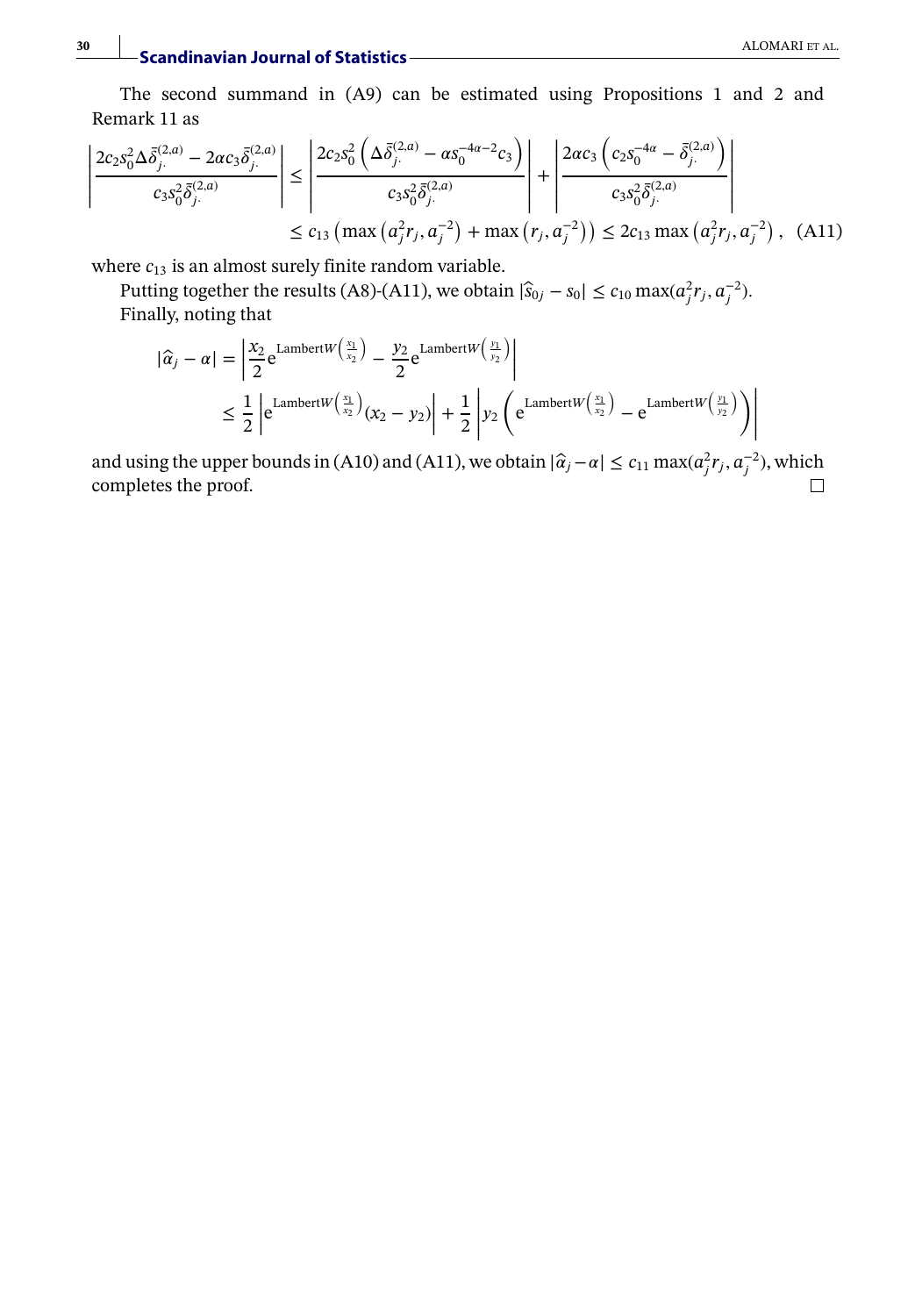The second summand in (A9) can be estimated using Propositions 1 and 2 and Remark 11 as

$$
\begin{aligned}
\left| \frac{2c_2 s_0^2 \Delta \bar{\delta}_{j\cdot}^{(2,a)} - 2\alpha c_3 \bar{\delta}_{j\cdot}^{(2,a)}}{c_3 s_0^2 \bar{\delta}_{j\cdot}^{(2,a)}} \right| &\leq \left| \frac{2c_2 s_0^2 \left( \Delta \bar{\delta}_{j\cdot}^{(2,a)} - \alpha s_0^{-4\alpha-2} c_3 \right)}{c_3 s_0^2 \bar{\delta}_{j\cdot}^{(2,a)}} \right| + \left| \frac{2\alpha c_3 \left( c_2 s_0^{-4\alpha} - \bar{\delta}_{j\cdot}^{(2,a)} \right)}{c_3 s_0^2 \bar{\delta}_{j\cdot}^{(2,a)}} \right| \\
&\leq c_{13} \left( \max\left(a_j^2 r_j, a_j^{-2}\right) + \max\left(r_j, a_j^{-2}\right) \right) \leq 2c_{13} \max\left(a_j^2 r_j, a_j^{-2}\right), \quad \text{(A11)}
\end{aligned}
$$

where $c_{13}$ is an almost surely finite random variable.

Putting together the results (A8)-(A11), we obtain $|\hat{s}_{0j} - s_0| \leq c_{10} \max(a_j^2 r_j, a_j^{-2})$.

Finally, noting that

$$
\begin{aligned}
|\hat{\alpha}_j - \alpha| &= \left| \frac{x_2}{2} \mathrm{e}^{\mathrm{LambertW}\left(\frac{x_1}{x_2}\right)} - \frac{y_2}{2} \mathrm{e}^{\mathrm{LambertW}\left(\frac{y_1}{y_2}\right)} \right| \\
&\leq \frac{1}{2} \left| \mathrm{e}^{\mathrm{LambertW}\left(\frac{x_1}{x_2}\right)} (x_2 - y_2) \right| + \frac{1}{2} \left| y_2 \left( \mathrm{e}^{\mathrm{LambertW}\left(\frac{x_1}{x_2}\right)} - \mathrm{e}^{\mathrm{LambertW}\left(\frac{y_1}{y_2}\right)} \right) \right|
\end{aligned}
$$

and using the upper bounds in (A10) and (A11), we obtain $|\hat{\alpha}_j - \alpha| \leq c_{11} \max(a_j^2 r_j, a_j^{-2})$, which completes the proof. □